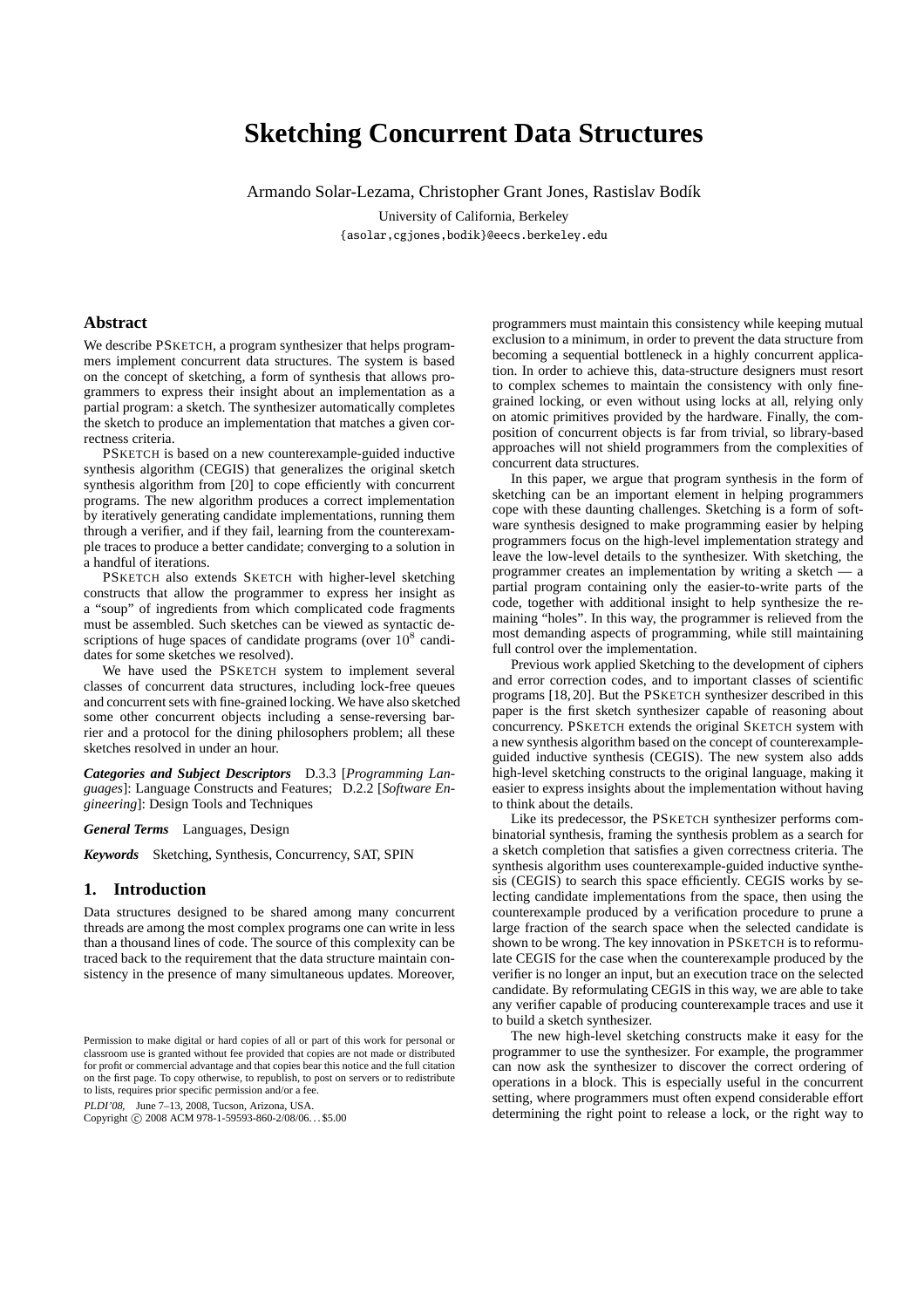# Sketching Concurrent Data Structures

Armando Solar-Lezama, Christopher Grant Jones, Rastislav Bodík

University of California, Berkeley

{asolar,cgjones,bodik}@eecs.berkeley.edu

## Abstract

We describe PSKETCH, a program synthesizer that helps programmers implement concurrent data structures. The system is based on the concept of sketching, a form of synthesis that allows programmers to express their insight about an implementation as a partial program: a sketch. The synthesizer automatically completes the sketch to produce an implementation that matches a given correctness criteria.

PSKETCH is based on a new counterexample-guided inductive synthesis algorithm (CEGIS) that generalizes the original sketch synthesis algorithm from [20] to cope efficiently with concurrent programs. The new algorithm produces a correct implementation by iteratively generating candidate implementations, running them through a verifier, and if they fail, learning from the counterexample traces to produce a better candidate; converging to a solution in a handful of iterations.

PSKETCH also extends SKETCH with higher-level sketching constructs that allow the programmer to express her insight as a "soup" of ingredients from which complicated code fragments must be assembled. Such sketches can be viewed as syntactic descriptions of huge spaces of candidate programs (over $10^8$ candidates for some sketches we resolved).

We have used the PSKETCH system to implement several classes of concurrent data structures, including lock-free queues and concurrent sets with fine-grained locking. We have also sketched some other concurrent objects including a sense-reversing barrier and a protocol for the dining philosophers problem; all these sketches resolved in under an hour.

***Categories and Subject Descriptors*** D.3.3 [*Programming Languages*]: Language Constructs and Features; D.2.2 [*Software Engineering*]: Design Tools and Techniques

***General Terms*** Languages, Design

***Keywords*** Sketching, Synthesis, Concurrency, SAT, SPIN

## 1. Introduction

Data structures designed to be shared among many concurrent threads are among the most complex programs one can write in less than a thousand lines of code. The source of this complexity can be traced back to the requirement that the data structure maintain consistency in the presence of many simultaneous updates. Moreover, programmers must maintain this consistency while keeping mutual exclusion to a minimum, in order to prevent the data structure from becoming a sequential bottleneck in a highly concurrent application. In order to achieve this, data-structure designers must resort to complex schemes to maintain the consistency with only fine-grained locking, or even without using locks at all, relying only on atomic primitives provided by the hardware. Finally, the composition of concurrent objects is far from trivial, so library-based approaches will not shield programmers from the complexities of concurrent data structures.

In this paper, we argue that program synthesis in the form of sketching can be an important element in helping programmers cope with these daunting challenges. Sketching is a form of software synthesis designed to make programming easier by helping programmers focus on the high-level implementation strategy and leave the low-level details to the synthesizer. With sketching, the programmer creates an implementation by writing a sketch — a partial program containing only the easier-to-write parts of the code, together with additional insight to help synthesize the remaining "holes". In this way, the programmer is relieved from the most demanding aspects of programming, while still maintaining full control over the implementation.

Previous work applied Sketching to the development of ciphers and error correction codes, and to important classes of scientific programs [18, 20]. But the PSKETCH synthesizer described in this paper is the first sketch synthesizer capable of reasoning about concurrency. PSKETCH extends the original SKETCH system with a new synthesis algorithm based on the concept of counterexample-guided inductive synthesis (CEGIS). The new system also adds high-level sketching constructs to the original language, making it easier to express insights about the implementation without having to think about the details.

Like its predecessor, the PSKETCH synthesizer performs combinatorial synthesis, framing the synthesis problem as a search for a sketch completion that satisfies a given correctness criteria. The synthesis algorithm uses counterexample-guided inductive synthesis (CEGIS) to search this space efficiently. CEGIS works by selecting candidate implementations from the space, then using the counterexample produced by a verification procedure to prune a large fraction of the search space when the selected candidate is shown to be wrong. The key innovation in PSKETCH is to reformulate CEGIS for the case when the counterexample produced by the verifier is no longer an input, but an execution trace on the selected candidate. By reformulating CEGIS in this way, we are able to take any verifier capable of producing counterexample traces and use it to build a sketch synthesizer.

The new high-level sketching constructs make it easy for the programmer to use the synthesizer. For example, the programmer can now ask the synthesizer to discover the correct ordering of operations in a block. This is especially useful in the concurrent setting, where programmers must often expend considerable effort determining the right point to release a lock, or the right way to

Permission to make digital or hard copies of all or part of this work for personal or classroom use is granted without fee provided that copies are not made or distributed for profit or commercial advantage and that copies bear this notice and the full citation on the first page. To copy otherwise, to republish, to post on servers or to redistribute to lists, requires prior specific permission and/or a fee.

*PLDI'08,* June 7–13, 2008, Tucson, Arizona, USA.
Copyright © 2008 ACM 978-1-59593-860-2/08/06...$5.00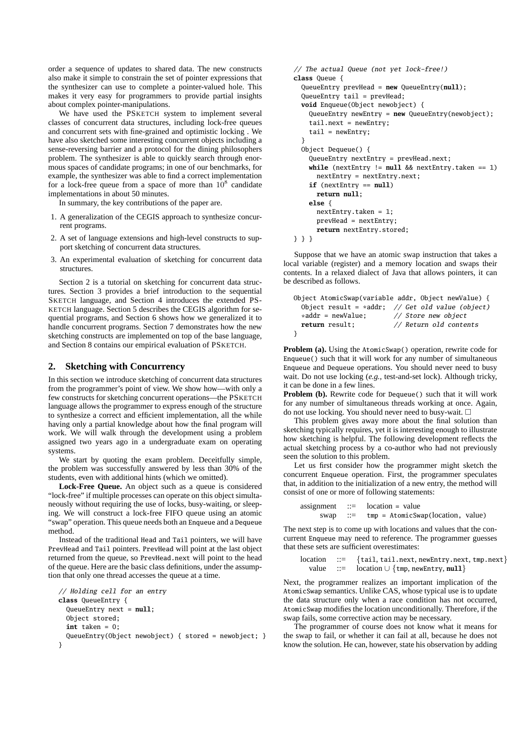order a sequence of updates to shared data. The new constructs also make it simple to constrain the set of pointer expressions that the synthesizer can use to complete a pointer-valued hole. This makes it very easy for programmers to provide partial insights about complex pointer-manipulations.

We have used the PSKETCH system to implement several classes of concurrent data structures, including lock-free queues and concurrent sets with fine-grained and optimistic locking . We have also sketched some interesting concurrent objects including a sense-reversing barrier and a protocol for the dining philosophers problem. The synthesizer is able to quickly search through enormous spaces of candidate programs; in one of our benchmarks, for example, the synthesizer was able to find a correct implementation for a lock-free queue from a space of more than $10^8$ candidate implementations in about 50 minutes.

In summary, the key contributions of the paper are.

1. A generalization of the CEGIS approach to synthesize concurrent programs.
2. A set of language extensions and high-level constructs to support sketching of concurrent data structures.
3. An experimental evaluation of sketching for concurrent data structures.

Section 2 is a tutorial on sketching for concurrent data structures. Section 3 provides a brief introduction to the sequential SKETCH language, and Section 4 introduces the extended PSKETCH language. Section 5 describes the CEGIS algorithm for sequential programs, and Section 6 shows how we generalized it to handle concurrent programs. Section 7 demonstrates how the new sketching constructs are implemented on top of the base language, and Section 8 contains our empirical evaluation of PSKETCH.

## 2. Sketching with Concurrency

In this section we introduce sketching of concurrent data structures from the programmer's point of view. We show how—with only a few constructs for sketching concurrent operations—the PSKETCH language allows the programmer to express enough of the structure to synthesize a correct and efficient implementation, all the while having only a partial knowledge about how the final program will work. We will walk through the development using a problem assigned two years ago in a undergraduate exam on operating systems.

We start by quoting the exam problem. Deceitfully simple, the problem was successfully answered by less than 30% of the students, even with additional hints (which we omitted).

**Lock-Free Queue.** An object such as a queue is considered "lock-free" if multiple processes can operate on this object simultaneously without requiring the use of locks, busy-waiting, or sleeping. We will construct a lock-free FIFO queue using an atomic "swap" operation. This queue needs both an Enqueue and a Dequeue method.

Instead of the traditional Head and Tail pointers, we will have PrevHead and Tail pointers. PrevHead will point at the last object returned from the queue, so PrevHead.next will point to the head of the queue. Here are the basic class definitions, under the assumption that only one thread accesses the queue at a time.

```
// Holding cell for an entry
class QueueEntry {
  QueueEntry next = null;
  Object stored;
  int taken = 0;
  QueueEntry(Object newobject) { stored = newobject; }
}
```

```
// The actual Queue (not yet lock-free!)
class Queue {
  QueueEntry prevHead = new QueueEntry(null);
  QueueEntry tail = prevHead;
  void Enqueue(Object newobject) {
    QueueEntry newEntry = new QueueEntry(newobject);
    tail.next = newEntry;
    tail = newEntry;
  }
  Object Dequeue() {
    QueueEntry nextEntry = prevHead.next;
    while (nextEntry != null && nextEntry.taken == 1)
      nextEntry = nextEntry.next;
    if (nextEntry == null)
      return null;
    else {
      nextEntry.taken = 1;
      prevHead = nextEntry;
      return nextEntry.stored;
} } }
```

Suppose that we have an atomic swap instruction that takes a local variable (register) and a memory location and swaps their contents. In a relaxed dialect of Java that allows pointers, it can be described as follows.

```
Object AtomicSwap(variable addr, Object newValue) {
  Object result = *addr;  // Get old value (object)
  *addr = newValue;       // Store new object
  return result;          // Return old contents
}
```

**Problem (a).** Using the AtomicSwap() operation, rewrite code for Enqueue() such that it will work for any number of simultaneous Enqueue and Dequeue operations. You should never need to busy wait. Do not use locking (*e.g.*, test-and-set lock). Although tricky, it can be done in a few lines.

**Problem (b).** Rewrite code for Dequeue() such that it will work for any number of simultaneous threads working at once. Again, do not use locking. You should never need to busy-wait. □

This problem gives away more about the final solution than sketching typically requires, yet it is interesting enough to illustrate how sketching is helpful. The following development reflects the actual sketching process by a co-author who had not previously seen the solution to this problem.

Let us first consider how the programmer might sketch the concurrent Enqueue operation. First, the programmer speculates that, in addition to the initialization of a new entry, the method will consist of one or more of following statements:

```
assignment  ::=  location = value
      swap  ::=  tmp = AtomicSwap(location, value)
```

The next step is to come up with locations and values that the concurrent Enqueue may need to reference. The programmer guesses that these sets are sufficient overestimates:

```
location  ::=  {tail, tail.next, newEntry.next, tmp.next}
   value  ::=  location ∪ {tmp, newEntry, null}
```

Next, the programmer realizes an important implication of the AtomicSwap semantics. Unlike CAS, whose typical use is to update the data structure only when a race condition has not occurred, AtomicSwap modifies the location unconditionally. Therefore, if the swap fails, some corrective action may be necessary.

The programmer of course does not know what it means for the swap to fail, or whether it can fail at all, because he does not know the solution. He can, however, state his observation by adding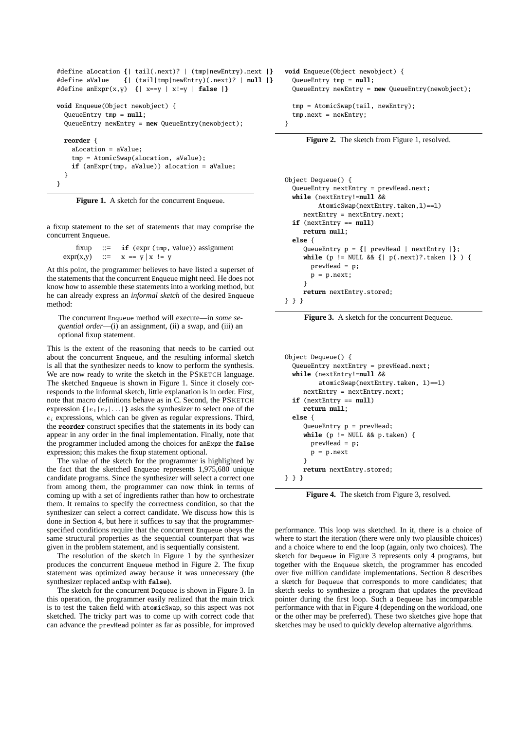```
#define aLocation {| tail(.next)? | (tmp|newEntry).next |}
#define aValue    {| (tail|tmp|newEntry)(.next)? | null |}
#define anExpr(x,y)  {| x==y | x!=y | false |}

void Enqueue(Object newobject) {
  QueueEntry tmp = null;
  QueueEntry newEntry = new QueueEntry(newobject);

  reorder {
    aLocation = aValue;
    tmp = AtomicSwap(aLocation, aValue);
    if (anExpr(tmp, aValue)) aLocation = aValue;
  }
}
```

**Figure 1.** A sketch for the concurrent Enqueue.

a fixup statement to the set of statements that may comprise the concurrent Enqueue.

```
    fixup   ::=  if (expr (tmp, value)) assignment
  expr(x,y) ::=  x == y | x != y
```

At this point, the programmer believes to have listed a superset of the statements that the concurrent Enqueue might need. He does not know how to assemble these statements into a working method, but he can already express an *informal sketch* of the desired Enqueue method:

> The concurrent Enqueue method will execute—in *some sequential order*—(i) an assignment, (ii) a swap, and (iii) an optional fixup statement.

This is the extent of the reasoning that needs to be carried out about the concurrent Enqueue, and the resulting informal sketch is all that the synthesizer needs to know to perform the synthesis. We are now ready to write the sketch in the PSKETCH language. The sketched Enqueue is shown in Figure 1. Since it closely corresponds to the informal sketch, little explanation is in order. First, note that macro definitions behave as in C. Second, the PSKETCH expression **{|**$e_1$|$e_2$|...**|}** asks the synthesizer to select one of the $e_i$ expressions, which can be given as regular expressions. Third, the **reorder** construct specifies that the statements in its body can appear in any order in the final implementation. Finally, note that the programmer included among the choices for anExpr the **false** expression; this makes the fixup statement optional.

The value of the sketch for the programmer is highlighted by the fact that the sketched Enqueue represents 1,975,680 unique candidate programs. Since the synthesizer will select a correct one from among them, the programmer can now think in terms of coming up with a set of ingredients rather than how to orchestrate them. It remains to specify the correctness condition, so that the synthesizer can select a correct candidate. We discuss how this is done in Section 4, but here it suffices to say that the programmer-specified conditions require that the concurrent Enqueue obeys the same structural properties as the sequential counterpart that was given in the problem statement, and is sequentially consistent.

The resolution of the sketch in Figure 1 by the synthesizer produces the concurrent Enqueue method in Figure 2. The fixup statement was optimized away because it was unnecessary (the synthesizer replaced anExp with **false**).

The sketch for the concurrent Dequeue is shown in Figure 3. In this operation, the programmer easily realized that the main trick is to test the taken field with atomicSwap, so this aspect was not sketched. The tricky part was to come up with correct code that can advance the prevHead pointer as far as possible, for improved performance. This loop was sketched. In it, there is a choice of where to start the iteration (there were only two plausible choices) and a choice where to end the loop (again, only two choices). The sketch for Dequeue in Figure 3 represents only 4 programs, but together with the Enqueue sketch, the programmer has encoded over five million candidate implementations. Section 8 describes a sketch for Dequeue that corresponds to more candidates; that sketch seeks to synthesize a program that updates the prevHead pointer during the first loop. Such a Dequeue has incomparable performance with that in Figure 4 (depending on the workload, one or the other may be preferred). These two sketches give hope that sketches may be used to quickly develop alternative algorithms.

```
void Enqueue(Object newobject) {
  QueueEntry tmp = null;
  QueueEntry newEntry = new QueueEntry(newobject);

  tmp = AtomicSwap(tail, newEntry);
  tmp.next = newEntry;
}
```

**Figure 2.** The sketch from Figure 1, resolved.

```
Object Dequeue() {
  QueueEntry nextEntry = prevHead.next;
  while (nextEntry!=null &&
         AtomicSwap(nextEntry.taken,1)==1)
     nextEntry = nextEntry.next;
  if (nextEntry == null)
     return null;
  else {
     QueueEntry p = {| prevHead | nextEntry |};
     while (p != NULL && {| p(.next)?.taken |} ) {
       prevHead = p;
       p = p.next;
     }
     return nextEntry.stored;
} } }
```

**Figure 3.** A sketch for the concurrent Dequeue.

```
Object Dequeue() {
  QueueEntry nextEntry = prevHead.next;
  while (nextEntry!=null &&
         atomicSwap(nextEntry.taken, 1)==1)
     nextEntry = nextEntry.next;
  if (nextEntry == null)
     return null;
  else {
     QueueEntry p = prevHead;
     while (p != NULL && p.taken) {
       prevHead = p;
       p = p.next
     }
     return nextEntry.stored;
} } }
```

**Figure 4.** The sketch from Figure 3, resolved.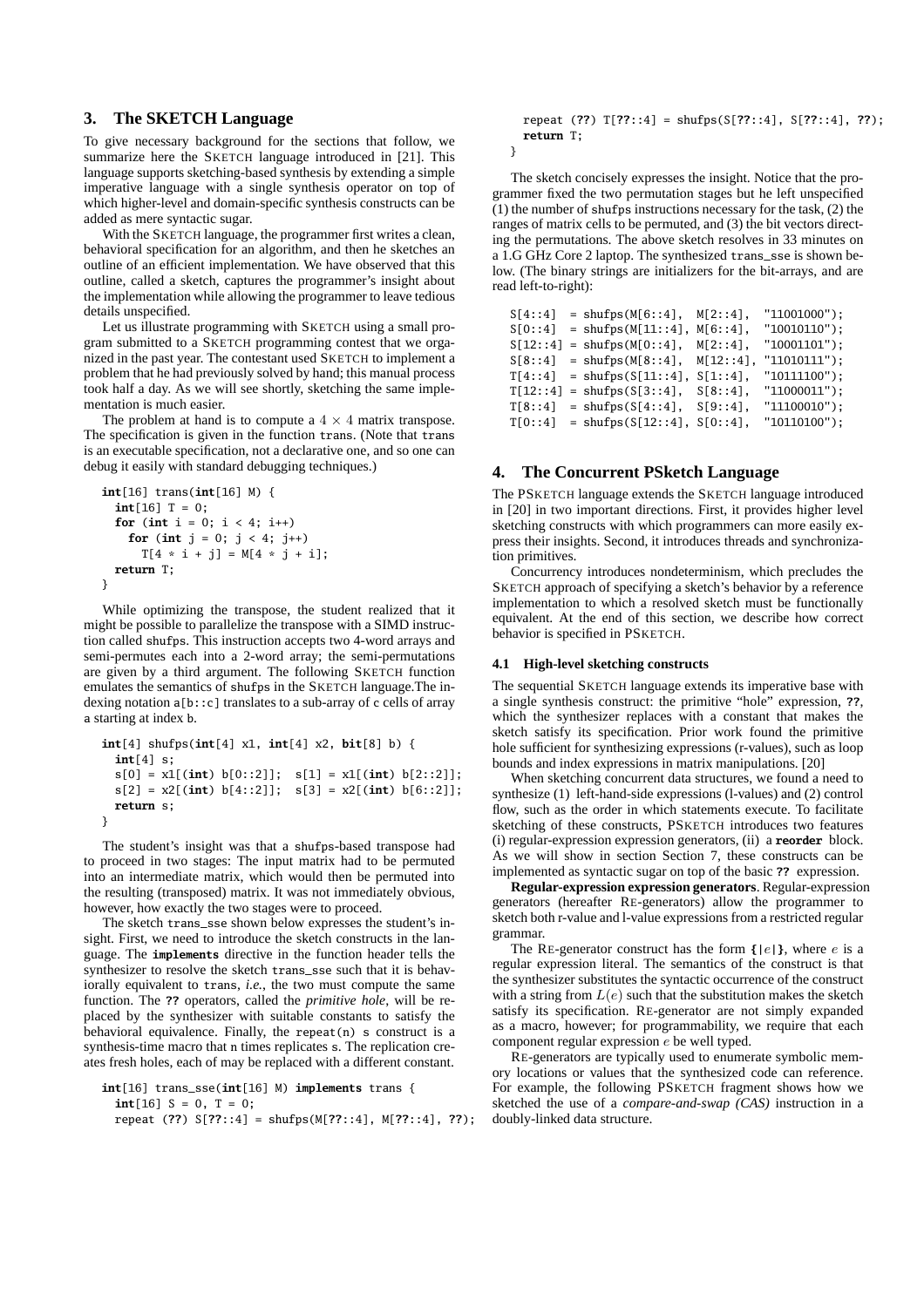## 3. The SKETCH Language

To give necessary background for the sections that follow, we summarize here the SKETCH language introduced in [21]. This language supports sketching-based synthesis by extending a simple imperative language with a single synthesis operator on top of which higher-level and domain-specific synthesis constructs can be added as mere syntactic sugar.

With the SKETCH language, the programmer first writes a clean, behavioral specification for an algorithm, and then he sketches an outline of an efficient implementation. We have observed that this outline, called a sketch, captures the programmer's insight about the implementation while allowing the programmer to leave tedious details unspecified.

Let us illustrate programming with SKETCH using a small program submitted to a SKETCH programming contest that we organized in the past year. The contestant used SKETCH to implement a problem that he had previously solved by hand; this manual process took half a day. As we will see shortly, sketching the same implementation is much easier.

The problem at hand is to compute a $4 \times 4$ matrix transpose. The specification is given in the function trans. (Note that trans is an executable specification, not a declarative one, and so one can debug it easily with standard debugging techniques.)

```
int[16] trans(int[16] M) {
  int[16] T = 0;
  for (int i = 0; i < 4; i++)
    for (int j = 0; j < 4; j++)
      T[4 * i + j] = M[4 * j + i];
  return T;
}
```

While optimizing the transpose, the student realized that it might be possible to parallelize the transpose with a SIMD instruction called shufps. This instruction accepts two 4-word arrays and semi-permutes each into a 2-word array; the semi-permutations are given by a third argument. The following SKETCH function emulates the semantics of shufps in the SKETCH language.The indexing notation a[b::c] translates to a sub-array of c cells of array a starting at index b.

```
int[4] shufps(int[4] x1, int[4] x2, bit[8] b) {
  int[4] s;
  s[0] = x1[(int) b[0::2]];  s[1] = x1[(int) b[2::2]];
  s[2] = x2[(int) b[4::2]];  s[3] = x2[(int) b[6::2]];
  return s;
}
```

The student's insight was that a shufps-based transpose had to proceed in two stages: The input matrix had to be permuted into an intermediate matrix, which would then be permuted into the resulting (transposed) matrix. It was not immediately obvious, however, how exactly the two stages were to proceed.

The sketch trans_sse shown below expresses the student's insight. First, we need to introduce the sketch constructs in the language. The **implements** directive in the function header tells the synthesizer to resolve the sketch trans_sse such that it is behaviorally equivalent to trans, *i.e.*, the two must compute the same function. The **??** operators, called the *primitive hole*, will be replaced by the synthesizer with suitable constants to satisfy the behavioral equivalence. Finally, the repeat(n) s construct is a synthesis-time macro that n times replicates s. The replication creates fresh holes, each of may be replaced with a different constant.

```
int[16] trans_sse(int[16] M) implements trans {
  int[16] S = 0, T = 0;
  repeat (??) S[??::4] = shufps(M[??::4], M[??::4], ??);
  repeat (??) T[??::4] = shufps(S[??::4], S[??::4], ??);
  return T;
}
```

The sketch concisely expresses the insight. Notice that the programmer fixed the two permutation stages but he left unspecified (1) the number of shufps instructions necessary for the task, (2) the ranges of matrix cells to be permuted, and (3) the bit vectors directing the permutations. The above sketch resolves in 33 minutes on a 1.G GHz Core 2 laptop. The synthesized trans_sse is shown below. (The binary strings are initializers for the bit-arrays, and are read left-to-right):

```
S[4::4]  = shufps(M[6::4],  M[2::4],  "11001000");
S[0::4]  = shufps(M[11::4], M[6::4],  "10010110");
S[12::4] = shufps(M[0::4],  M[2::4],  "10001101");
S[8::4]  = shufps(M[8::4],  M[12::4], "11010111");
T[4::4]  = shufps(S[11::4], S[1::4],  "10111100");
T[12::4] = shufps(S[3::4],  S[8::4],  "11000011");
T[8::4]  = shufps(S[4::4],  S[9::4],  "11100010");
T[0::4]  = shufps(S[12::4], S[0::4],  "10110100");
```

## 4. The Concurrent PSketch Language

The PSKETCH language extends the SKETCH language introduced in [20] in two important directions. First, it provides higher level sketching constructs with which programmers can more easily express their insights. Second, it introduces threads and synchronization primitives.

Concurrency introduces nondeterminism, which precludes the SKETCH approach of specifying a sketch's behavior by a reference implementation to which a resolved sketch must be functionally equivalent. At the end of this section, we describe how correct behavior is specified in PSKETCH.

### 4.1 High-level sketching constructs

The sequential SKETCH language extends its imperative base with a single synthesis construct: the primitive "hole" expression, **??**, which the synthesizer replaces with a constant that makes the sketch satisfy its specification. Prior work found the primitive hole sufficient for synthesizing expressions (r-values), such as loop bounds and index expressions in matrix manipulations. [20]

When sketching concurrent data structures, we found a need to synthesize (1) left-hand-side expressions (l-values) and (2) control flow, such as the order in which statements execute. To facilitate sketching of these constructs, PSKETCH introduces two features (i) regular-expression expression generators, (ii) a **reorder** block. As we will show in section Section 7, these constructs can be implemented as syntactic sugar on top of the basic **??** expression.

**Regular-expression generators**. Regular-expression generators (hereafter RE-generators) allow the programmer to sketch both r-value and l-value expressions from a restricted regular grammar.

The RE-generator construct has the form **{|**$e$**|}**, where $e$ is a regular expression literal. The semantics of the construct is that the synthesizer substitutes the syntactic occurrence of the construct with a string from $L(e)$ such that the substitution makes the sketch satisfy its specification. RE-generator are not simply expanded as a macro, however; for programmability, we require that each component regular expression $e$ be well typed.

RE-generators are typically used to enumerate symbolic memory locations or values that the synthesized code can reference. For example, the following PSKETCH fragment shows how we sketched the use of a *compare-and-swap (CAS)* instruction in a doubly-linked data structure.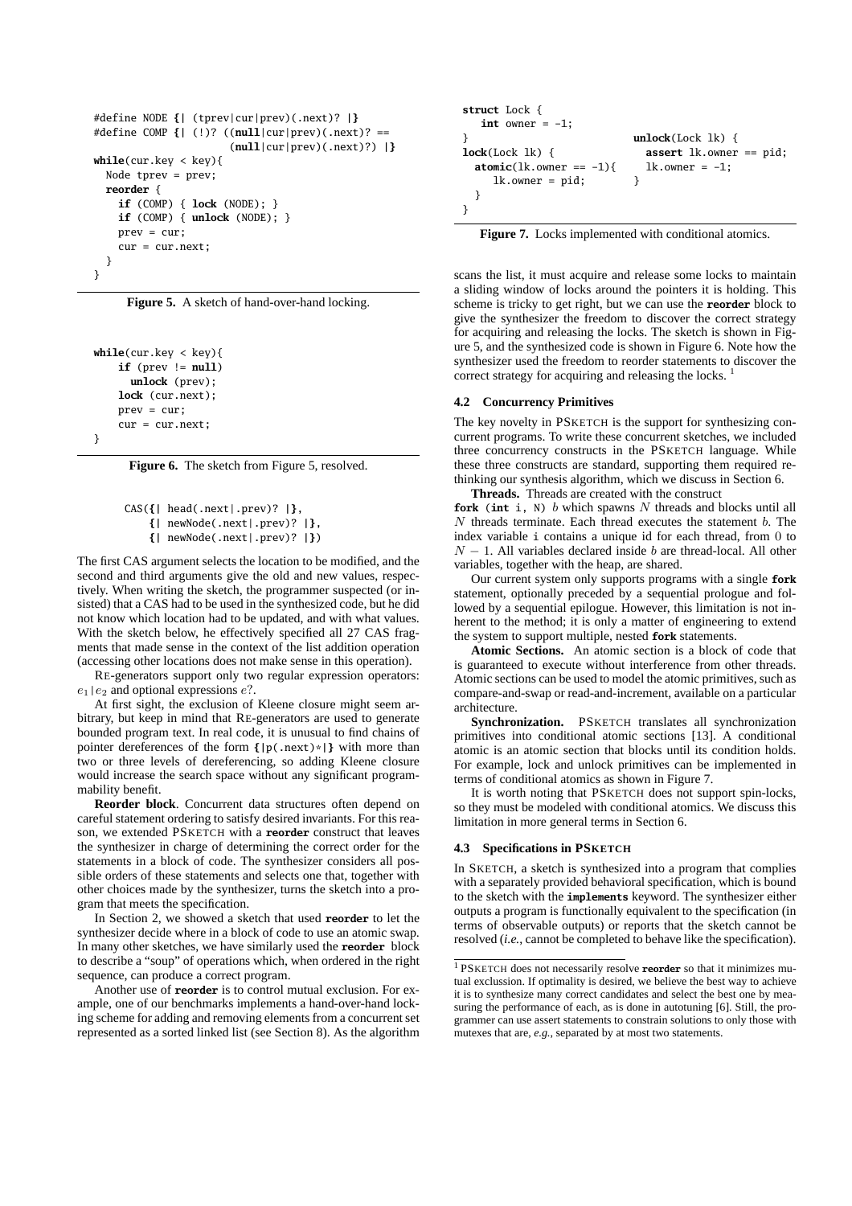```
#define NODE {| (tprev|cur|prev)(.next)? |}
#define COMP {| (!)? ((null|cur|prev)(.next)? ==
                     (null|cur|prev)(.next)?) |}
while(cur.key < key){
  Node tprev = prev;
  reorder {
    if (COMP) { lock (NODE); }
    if (COMP) { unlock (NODE); }
    prev = cur;
    cur = cur.next;
  }
}
```

**Figure 5.** A sketch of hand-over-hand locking.

```
while(cur.key < key){
    if (prev != null)
      unlock (prev);
    lock (cur.next);
    prev = cur;
    cur = cur.next;
}
```

**Figure 6.** The sketch from Figure 5, resolved.

```
CAS({| head(.next|.prev)? |},
    {| newNode(.next|.prev)? |},
    {| newNode(.next|.prev)? |})
```

The first CAS argument selects the location to be modified, and the second and third arguments give the old and new values, respectively. When writing the sketch, the programmer suspected (or insisted) that a CAS had to be used in the synthesized code, but he did not know which location had to be updated, and with what values. With the sketch below, he effectively specified all 27 CAS fragments that made sense in the context of the list addition operation (accessing other locations does not make sense in this operation).

RE-generators support only two regular expression operators: $e_1|e_2$ and optional expressions $e?$.

At first sight, the exclusion of Kleene closure might seem arbitrary, but keep in mind that RE-generators are used to generate bounded program text. In real code, it is unusual to find chains of pointer dereferences of the form {|p(.next)*|} with more than two or three levels of dereferencing, so adding Kleene closure would increase the search space without any significant programmability benefit.

**Reorder block**. Concurrent data structures often depend on careful statement ordering to satisfy desired invariants. For this reason, we extended PSKETCH with a **reorder** construct that leaves the synthesizer in charge of determining the correct order for the statements in a block of code. The synthesizer considers all possible orders of these statements and selects one that, together with other choices made by the synthesizer, turns the sketch into a program that meets the specification.

In Section 2, we showed a sketch that used **reorder** to let the synthesizer decide where in a block of code to use an atomic swap. In many other sketches, we have similarly used the **reorder** block to describe a "soup" of operations which, when ordered in the right sequence, can produce a correct program.

Another use of **reorder** is to control mutual exclusion. For example, one of our benchmarks implements a hand-over-hand locking scheme for adding and removing elements from a concurrent set represented as a sorted linked list (see Section 8). As the algorithm scans the list, it must acquire and release some locks to maintain a sliding window of locks around the pointers it is holding. This scheme is tricky to get right, but we can use the **reorder** block to give the synthesizer the freedom to discover the correct strategy for acquiring and releasing the locks. The sketch is shown in Figure 5, and the synthesized code is shown in Figure 6. Note how the synthesizer used the freedom to reorder statements to discover the correct strategy for acquiring and releasing the locks. [1]

```
struct Lock {
  int owner = -1;
}
lock(Lock lk) {
  atomic(lk.owner == -1){
    lk.owner = pid;
  }
}

unlock(Lock lk) {
  assert lk.owner == pid;
  lk.owner = -1;
}
```

**Figure 7.** Locks implemented with conditional atomics.

### 4.2 Concurrency Primitives

The key novelty in PSKETCH is the support for synthesizing concurrent programs. To write these concurrent sketches, we included three concurrency constructs in the PSKETCH language. While these three constructs are standard, supporting them required rethinking our synthesis algorithm, which we discuss in Section 6.

**Threads.** Threads are created with the construct **fork** (**int** i, N) $b$ which spawns $N$ threads and blocks until all $N$ threads terminate. Each thread executes the statement $b$. The index variable i contains a unique id for each thread, from 0 to $N-1$. All variables declared inside $b$ are thread-local. All other variables, together with the heap, are shared.

Our current system only supports programs with a single **fork** statement, optionally preceded by a sequential prologue and followed by a sequential epilogue. However, this limitation is not inherent to the method; it is only a matter of engineering to extend the system to support multiple, nested **fork** statements.

**Atomic Sections.** An atomic section is a block of code that is guaranteed to execute without interference from other threads. Atomic sections can be used to model the atomic primitives, such as compare-and-swap or read-and-increment, available on a particular architecture.

**Synchronization.** PSKETCH translates all synchronization primitives into conditional atomic sections [13]. A conditional atomic is an atomic section that blocks until its condition holds. For example, lock and unlock primitives can be implemented in terms of conditional atomics as shown in Figure 7.

It is worth noting that PSKETCH does not support spin-locks, so they must be modeled with conditional atomics. We discuss this limitation in more general terms in Section 6.

### 4.3 Specifications in PSKETCH

In SKETCH, a sketch is synthesized into a program that complies with a separately provided behavioral specification, which is bound to the sketch with the **implements** keyword. The synthesizer either outputs a program is functionally equivalent to the specification (in terms of observable outputs) or reports that the sketch cannot be resolved (*i.e.*, cannot be completed to behave like the specification).

[1] PSKETCH does not necessarily resolve **reorder** so that it minimizes mutual exclussion. If optimality is desired, we believe the best way to achieve it is to synthesize many correct candidates and select the best one by measuring the performance of each, as is done in autotuning [6]. Still, the programmer can use assert statements to constrain solutions to only those with mutexes that are, *e.g.*, separated by at most two statements.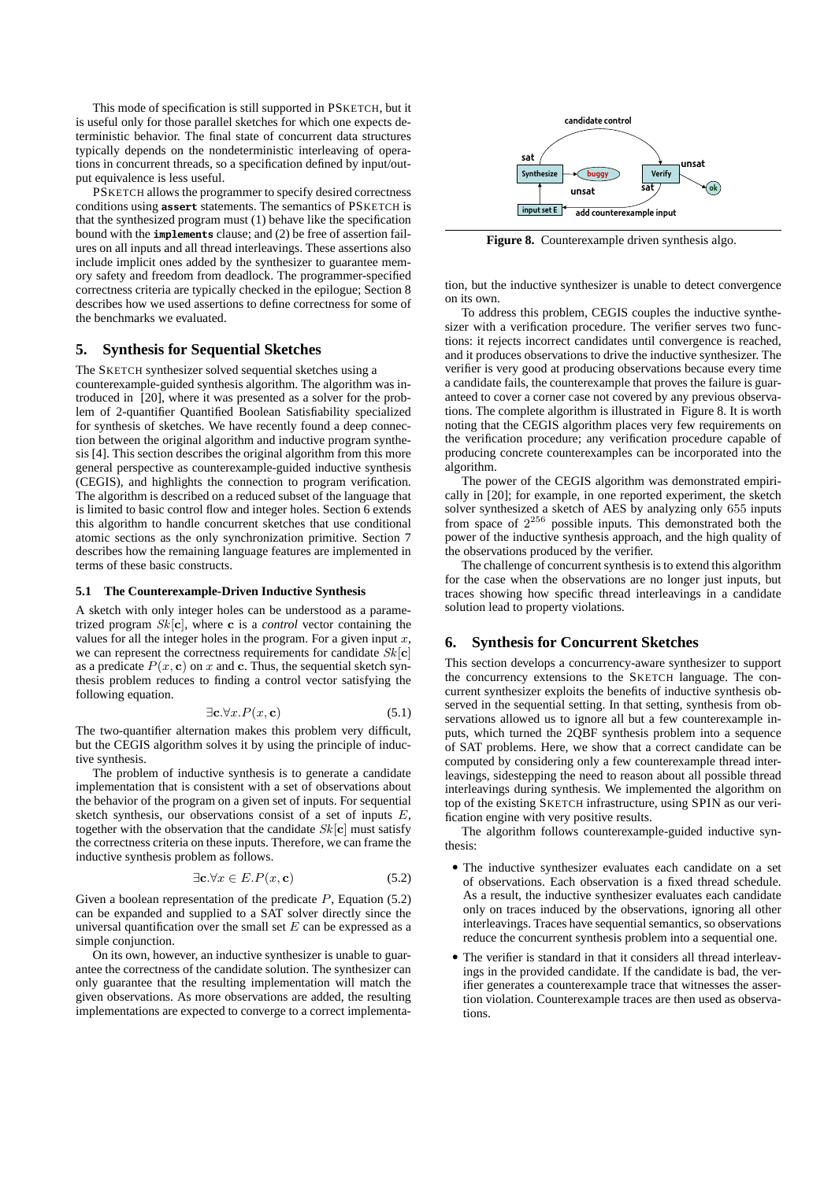This mode of specification is still supported in PSKETCH, but it is useful only for those parallel sketches for which one expects deterministic behavior. The final state of concurrent data structures typically depends on the nondeterministic interleaving of operations in concurrent threads, so a specification defined by input/output equivalence is less useful.

PSKETCH allows the programmer to specify desired correctness conditions using **assert** statements. The semantics of PSKETCH is that the synthesized program must (1) behave like the specification bound with the **implements** clause; and (2) be free of assertion failures on all inputs and all thread interleavings. These assertions also include implicit ones added by the synthesizer to guarantee memory safety and freedom from deadlock. The programmer-specified correctness criteria are typically checked in the epilogue; Section 8 describes how we used assertions to define correctness for some of the benchmarks we evaluated.

## 5. Synthesis for Sequential Sketches

The SKETCH synthesizer solved sequential sketches using a counterexample-guided synthesis algorithm. The algorithm was introduced in [20], where it was presented as a solver for the problem of 2-quantifier Quantified Boolean Satisfiability specialized for synthesis of sketches. We have recently found a deep connection between the original algorithm and inductive program synthesis [4]. This section describes the original algorithm from this more general perspective as counterexample-guided inductive synthesis (CEGIS), and highlights the connection to program verification. The algorithm is described on a reduced subset of the language that is limited to basic control flow and integer holes. Section 6 extends this algorithm to handle concurrent sketches that use conditional atomic sections as the only synchronization primitive. Section 7 describes how the remaining language features are implemented in terms of these basic constructs.

### 5.1 The Counterexample-Driven Inductive Synthesis

A sketch with only integer holes can be understood as a parametrized program $Sk[\mathbf{c}]$, where $\mathbf{c}$ is a *control* vector containing the values for all the integer holes in the program. For a given input $x$, we can represent the correctness requirements for candidate $Sk[\mathbf{c}]$ as a predicate $P(x, \mathbf{c})$ on $x$ and $\mathbf{c}$. Thus, the sequential sketch synthesis problem reduces to finding a control vector satisfying the following equation.

$$\exists \mathbf{c}.\forall x.P(x, \mathbf{c}) \tag{5.1}$$

The two-quantifier alternation makes this problem very difficult, but the CEGIS algorithm solves it by using the principle of inductive synthesis.

The problem of inductive synthesis is to generate a candidate implementation that is consistent with a set of observations about the behavior of the program on a given set of inputs. For sequential sketch synthesis, our observations consist of a set of inputs $E$, together with the observation that the candidate $Sk[\mathbf{c}]$ must satisfy the correctness criteria on these inputs. Therefore, we can frame the inductive synthesis problem as follows.

$$\exists \mathbf{c}.\forall x \in E.P(x, \mathbf{c}) \tag{5.2}$$

Given a boolean representation of the predicate $P$, Equation (5.2) can be expanded and supplied to a SAT solver directly since the universal quantification over the small set $E$ can be expressed as a simple conjunction.

On its own, however, an inductive synthesizer is unable to guarantee the correctness of the candidate solution. The synthesizer can only guarantee that the resulting implementation will match the given observations. As more observations are added, the resulting implementations are expected to converge to a correct implementation, but the inductive synthesizer is unable to detect convergence on its own.

Figure 8. Counterexample driven synthesis algo.

To address this problem, CEGIS couples the inductive synthesizer with a verification procedure. The verifier serves two functions: it rejects incorrect candidates until convergence is reached, and it produces observations to drive the inductive synthesizer. The verifier is very good at producing observations because every time a candidate fails, the counterexample that proves the failure is guaranteed to cover a corner case not covered by any previous observations. The complete algorithm is illustrated in Figure 8. It is worth noting that the CEGIS algorithm places very few requirements on the verification procedure; any verification procedure capable of producing concrete counterexamples can be incorporated into the algorithm.

The power of the CEGIS algorithm was demonstrated empirically in [20]; for example, in one reported experiment, the sketch solver synthesized a sketch of AES by analyzing only 655 inputs from space of $2^{256}$ possible inputs. This demonstrated both the power of the inductive synthesis approach, and the high quality of the observations produced by the verifier.

The challenge of concurrent synthesis is to extend this algorithm for the case when the observations are no longer just inputs, but traces showing how specific thread interleavings in a candidate solution lead to property violations.

## 6. Synthesis for Concurrent Sketches

This section develops a concurrency-aware synthesizer to support the concurrency extensions to the SKETCH language. The concurrent synthesizer exploits the benefits of inductive synthesis observed in the sequential setting. In that setting, synthesis from observations allowed us to ignore all but a few counterexample inputs, which turned the 2QBF synthesis problem into a sequence of SAT problems. Here, we show that a correct candidate can be computed by considering only a few counterexample thread interleavings, sidestepping the need to reason about all possible thread interleavings during synthesis. We implemented the algorithm on top of the existing SKETCH infrastructure, using SPIN as our verification engine with very positive results.

The algorithm follows counterexample-guided inductive synthesis:

- The inductive synthesizer evaluates each candidate on a set of observations. Each observation is a fixed thread schedule. As a result, the inductive synthesizer evaluates each candidate only on traces induced by the observations, ignoring all other interleavings. Traces have sequential semantics, so observations reduce the concurrent synthesis problem into a sequential one.
- The verifier is standard in that it considers all thread interleavings in the provided candidate. If the candidate is bad, the verifier generates a counterexample trace that witnesses the assertion violation. Counterexample traces are then used as observations.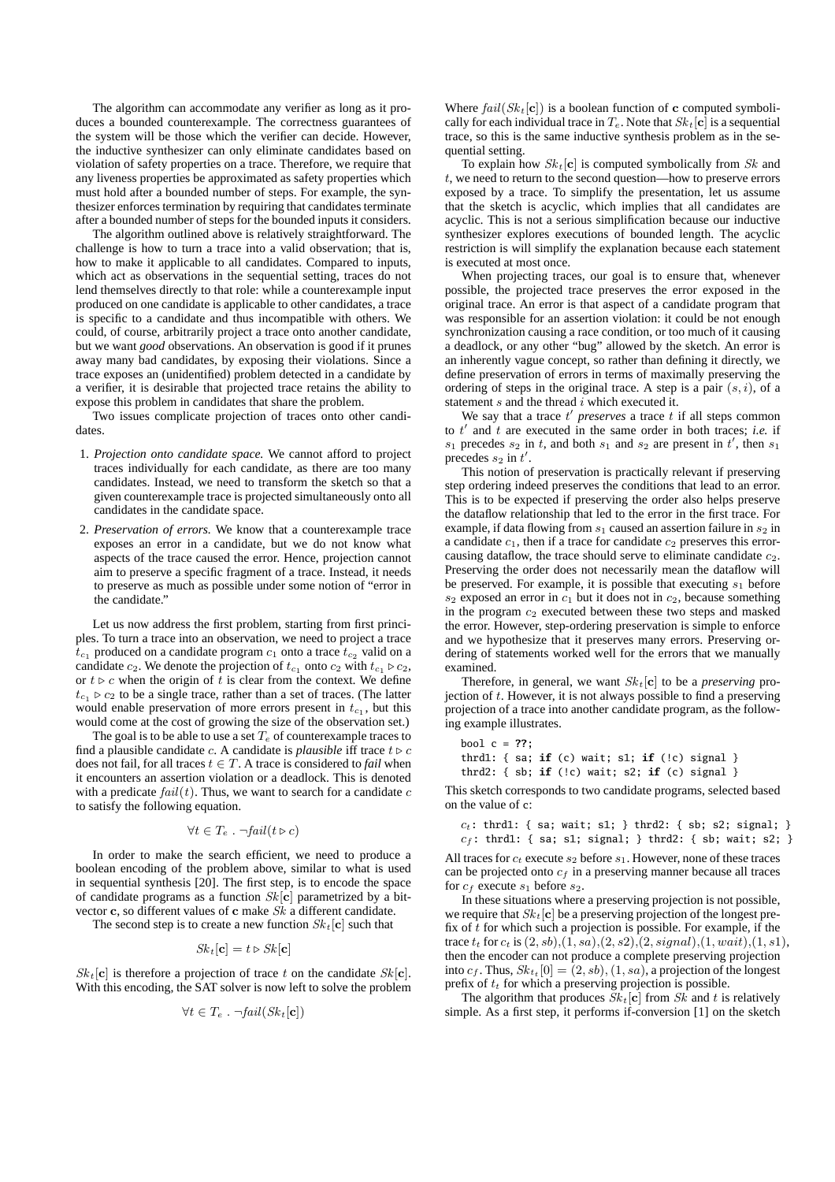The algorithm can accommodate any verifier as long as it produces a bounded counterexample. The correctness guarantees of the system will be those which the verifier can decide. However, the inductive synthesizer can only eliminate candidates based on violation of safety properties on a trace. Therefore, we require that any liveness properties be approximated as safety properties which must hold after a bounded number of steps. For example, the synthesizer enforces termination by requiring that candidates terminate after a bounded number of steps for the bounded inputs it considers.

The algorithm outlined above is relatively straightforward. The challenge is how to turn a trace into a valid observation; that is, how to make it applicable to all candidates. Compared to inputs, which act as observations in the sequential setting, traces do not lend themselves directly to that role: while a counterexample input produced on one candidate is applicable to other candidates, a trace is specific to a candidate and thus incompatible with others. We could, of course, arbitrarily project a trace onto another candidate, but we want *good* observations. An observation is good if it prunes away many bad candidates, by exposing their violations. Since a trace exposes an (unidentified) problem detected in a candidate by a verifier, it is desirable that projected trace retains the ability to expose this problem in candidates that share the problem.

Two issues complicate projection of traces onto other candidates.

1. *Projection onto candidate space.* We cannot afford to project traces individually for each candidate, as there are too many candidates. Instead, we need to transform the sketch so that a given counterexample trace is projected simultaneously onto all candidates in the candidate space.
2. *Preservation of errors.* We know that a counterexample trace exposes an error in a candidate, but we do not know what aspects of the trace caused the error. Hence, projection cannot aim to preserve a specific fragment of a trace. Instead, it needs to preserve as much as possible under some notion of "error in the candidate."

Let us now address the first problem, starting from first principles. To turn a trace into an observation, we need to project a trace $t_{c_1}$ produced on a candidate program $c_1$ onto a trace $t_{c_2}$ valid on a candidate $c_2$. We denote the projection of $t_{c_1}$ onto $c_2$ with $t_{c_1} \triangleright c_2$, or $t \triangleright c$ when the origin of $t$ is clear from the context. We define $t_{c_1} \triangleright c_2$ to be a single trace, rather than a set of traces. (The latter would enable preservation of more errors present in $t_{c_1}$, but this would come at the cost of growing the size of the observation set.)

The goal is to be able to use a set $T_e$ of counterexample traces to find a plausible candidate $c$. A candidate is *plausible* iff trace $t \triangleright c$ does not fail, for all traces $t \in T$. A trace is considered to *fail* when it encounters an assertion violation or a deadlock. This is denoted with a predicate $fail(t)$. Thus, we want to search for a candidate $c$ to satisfy the following equation.

$$\forall t \in T_e \ . \ \neg fail(t \triangleright c)$$

In order to make the search efficient, we need to produce a boolean encoding of the problem above, similar to what is used in sequential synthesis [20]. The first step, is to encode the space of candidate programs as a function $Sk[\mathbf{c}]$ parametrized by a bit-vector $\mathbf{c}$, so different values of $\mathbf{c}$ make $Sk$ a different candidate.

The second step is to create a new function $Sk_t[\mathbf{c}]$ such that

$$Sk_t[\mathbf{c}] = t \triangleright Sk[\mathbf{c}]$$

$Sk_t[\mathbf{c}]$ is therefore a projection of trace $t$ on the candidate $Sk[\mathbf{c}]$. With this encoding, the SAT solver is now left to solve the problem

$$\forall t \in T_e \ . \ \neg fail(Sk_t[\mathbf{c}])$$

Where $fail(Sk_t[\mathbf{c}])$ is a boolean function of $\mathbf{c}$ computed symbolically for each individual trace in $T_e$. Note that $Sk_t[\mathbf{c}]$ is a sequential trace, so this is the same inductive synthesis problem as in the sequential setting.

To explain how $Sk_t[\mathbf{c}]$ is computed symbolically from $Sk$ and $t$, we need to return to the second question—how to preserve errors exposed by a trace. To simplify the presentation, let us assume that the sketch is acyclic, which implies that all candidates are acyclic. This is not a serious simplification because our inductive synthesizer explores executions of bounded length. The acyclic restriction is will simplify the explanation because each statement is executed at most once.

When projecting traces, our goal is to ensure that, whenever possible, the projected trace preserves the error exposed in the original trace. An error is that aspect of a candidate program that was responsible for an assertion violation: it could be not enough synchronization causing a race condition, or too much of it causing a deadlock, or any other "bug" allowed by the sketch. An error is an inherently vague concept, so rather than defining it directly, we define preservation of errors in terms of maximally preserving the ordering of steps in the original trace. A step is a pair $(s, i)$, of a statement $s$ and the thread $i$ which executed it.

We say that a trace $t'$ *preserves* a trace $t$ if all steps common to $t'$ and $t$ are executed in the same order in both traces; *i.e.* if $s_1$ precedes $s_2$ in $t$, and both $s_1$ and $s_2$ are present in $t'$, then $s_1$ precedes $s_2$ in $t'$.

This notion of preservation is practically relevant if preserving step ordering indeed preserves the conditions that lead to an error. This is to be expected if preserving the order also helps preserve the dataflow relationship that led to the error in the first trace. For example, if data flowing from $s_1$ caused an assertion failure in $s_2$ in a candidate $c_1$, then if a trace for candidate $c_2$ preserves this error-causing dataflow, the trace should serve to eliminate candidate $c_2$. Preserving the order does not necessarily mean the dataflow will be preserved. For example, it is possible that executing $s_1$ before $s_2$ exposed an error in $c_1$ but it does not in $c_2$, because something in the program $c_2$ executed between these two steps and masked the error. However, step-ordering preservation is simple to enforce and we hypothesize that it preserves many errors. Preserving ordering of statements worked well for the errors that we manually examined.

Therefore, in general, we want $Sk_t[\mathbf{c}]$ to be a *preserving* projection of $t$. However, it is not always possible to find a preserving projection of a trace into another candidate program, as the following example illustrates.

```
bool c = ??;
thrd1: { sa; if (c) wait; s1; if (!c) signal }
thrd2: { sb; if (!c) wait; s2; if (c) signal }
```

This sketch corresponds to two candidate programs, selected based on the value of c:

```
c_t: thrd1: { sa; wait; s1; } thrd2: { sb; s2; signal; }
c_f: thrd1: { sa; s1; signal; } thrd2: { sb; wait; s2; }
```

All traces for $c_t$ execute $s_2$ before $s_1$. However, none of these traces can be projected onto $c_f$ in a preserving manner because all traces for $c_f$ execute $s_1$ before $s_2$.

In these situations where a preserving projection is not possible, we require that $Sk_t[\mathbf{c}]$ be a preserving projection of the longest prefix of $t$ for which such a projection is possible. For example, if the trace $t_t$ for $c_t$ is $(2, sb)$,$(1, sa)$,$(2, s2)$,$(2, signal)$,$(1, wait)$,$(1, s1)$, then the encoder can not produce a complete preserving projection into $c_f$. Thus, $Sk_{t_t}[0] = (2, sb), (1, sa)$, a projection of the longest prefix of $t_t$ for which a preserving projection is possible.

The algorithm that produces $Sk_t[\mathbf{c}]$ from $Sk$ and $t$ is relatively simple. As a first step, it performs if-conversion [1] on the sketch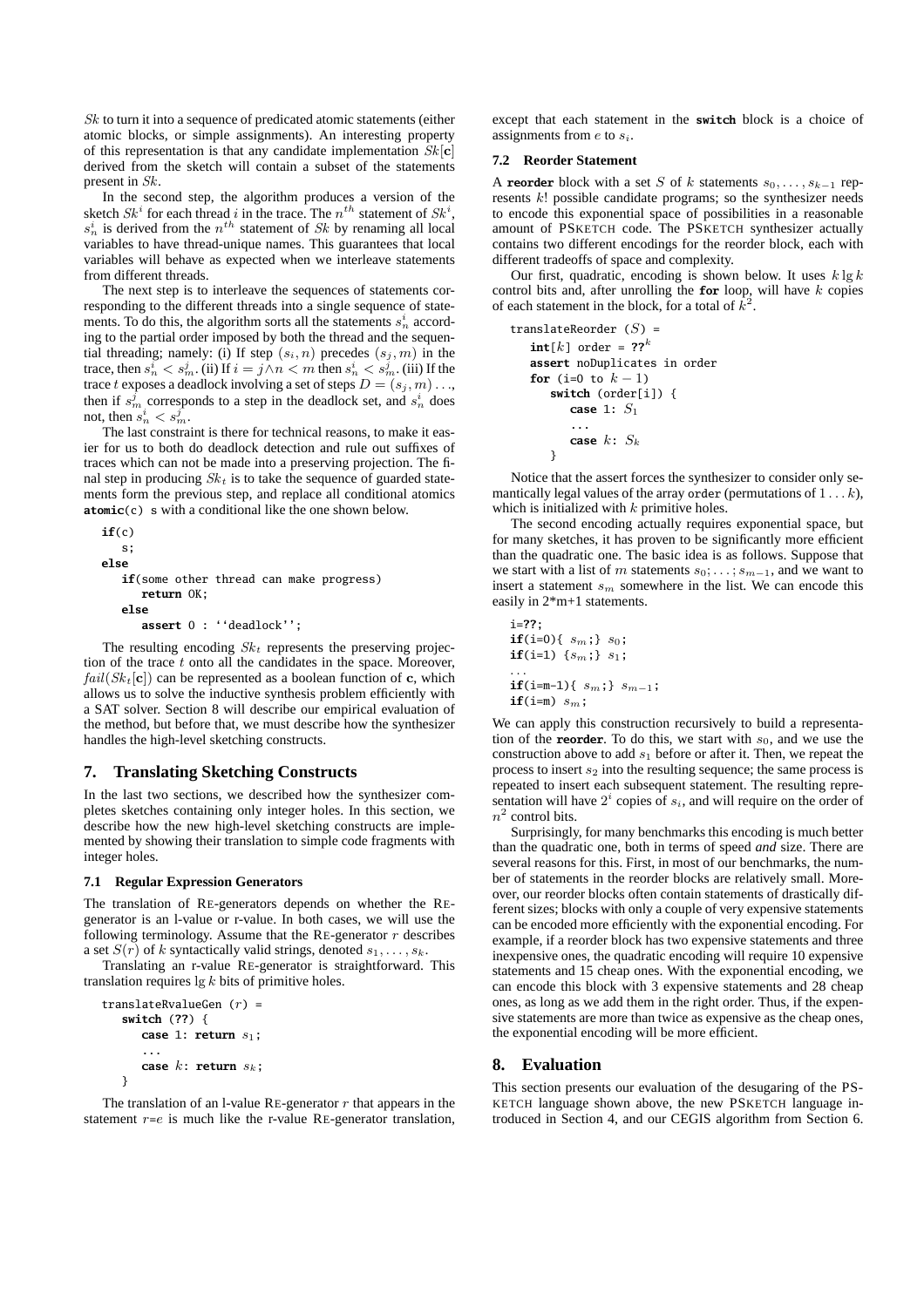$Sk$ to turn it into a sequence of predicated atomic statements (either atomic blocks, or simple assignments). An interesting property of this representation is that any candidate implementation $Sk[\mathbf{c}]$ derived from the sketch will contain a subset of the statements present in $Sk$.

In the second step, the algorithm produces a version of the sketch $Sk^i$ for each thread $i$ in the trace. The $n^{th}$ statement of $Sk^i$, $s_n^i$ is derived from the $n^{th}$ statement of $Sk$ by renaming all local variables to have thread-unique names. This guarantees that local variables will behave as expected when we interleave statements from different threads.

The next step is to interleave the sequences of statements corresponding to the different threads into a single sequence of statements. To do this, the algorithm sorts all the statements $s_n^i$ according to the partial order imposed by both the thread and the sequential threading; namely: (i) If step $(s_i, n)$ precedes $(s_j, m)$ in the trace, then $s_n^i < s_m^j$. (ii) If $i = j \wedge n < m$ then $s_n^i < s_m^j$. (iii) If the trace $t$ exposes a deadlock involving a set of steps $D = (s_j, m)\ldots$, then if $s_m^j$ corresponds to a step in the deadlock set, and $s_n^i$ does not, then $s_n^i < s_m^j$.

The last constraint is there for technical reasons, to make it easier for us to both do deadlock detection and rule out suffixes of traces which can not be made into a preserving projection. The final step in producing $Sk_t$ is to take the sequence of guarded statements form the previous step, and replace all conditional atomics **atomic**(c) s with a conditional like the one shown below.

```
if(c)
   s;
else
   if(some other thread can make progress)
      return OK;
   else
      assert 0 : ''deadlock'';
```

The resulting encoding $Sk_t$ represents the preserving projection of the trace $t$ onto all the candidates in the space. Moreover, $fail(Sk_t[\mathbf{c}])$ can be represented as a boolean function of $\mathbf{c}$, which allows us to solve the inductive synthesis problem efficiently with a SAT solver. Section 8 will describe our empirical evaluation of the method, but before that, we must describe how the synthesizer handles the high-level sketching constructs.

## 7. Translating Sketching Constructs

In the last two sections, we described how the synthesizer completes sketches containing only integer holes. In this section, we describe how the new high-level sketching constructs are implemented by showing their translation to simple code fragments with integer holes.

### 7.1 Regular Expression Generators

The translation of RE-generators depends on whether the RE-generator is an l-value or r-value. In both cases, we will use the following terminology. Assume that the RE-generator $r$ describes a set $S(r)$ of $k$ syntactically valid strings, denoted $s_1, \ldots, s_k$.

Translating an r-value RE-generator is straightforward. This translation requires $\lg k$ bits of primitive holes.

```
translateRvalueGen (r) =
   switch (??) {
      case 1: return s_1;
      ...
      case k: return s_k;
   }
```

The translation of an l-value RE-generator $r$ that appears in the statement $r$=$e$ is much like the r-value RE-generator translation, except that each statement in the **switch** block is a choice of assignments from $e$ to $s_i$.

### 7.2 Reorder Statement

A **reorder** block with a set $S$ of $k$ statements $s_0, \ldots, s_{k-1}$ represents $k!$ possible candidate programs; so the synthesizer needs to encode this exponential space of possibilities in a reasonable amount of PSKETCH code. The PSKETCH synthesizer actually contains two different encodings for the reorder block, each with different tradeoffs of space and complexity.

Our first, quadratic, encoding is shown below. It uses $k \lg k$ control bits and, after unrolling the **for** loop, will have $k$ copies of each statement in the block, for a total of $k^2$.

```
translateReorder (S) =
   int[k] order = ??^k
   assert noDuplicates in order
   for (i=0 to k-1)
      switch (order[i]) {
         case 1: S_1
         ...
         case k: S_k
      }
```

Notice that the assert forces the synthesizer to consider only semantically legal values of the array `order` (permutations of $1 \ldots k$), which is initialized with $k$ primitive holes.

The second encoding actually requires exponential space, but for many sketches, it has proven to be significantly more efficient than the quadratic one. The basic idea is as follows. Suppose that we start with a list of $m$ statements $s_0; \ldots; s_{m-1}$, and we want to insert a statement $s_m$ somewhere in the list. We can encode this easily in 2*m+1 statements.

```
i=??;
if(i=0){ s_m;} s_0;
if(i=1) {s_m;} s_1;
...
if(i=m-1){ s_m;} s_{m-1};
if(i=m) s_m;
```

We can apply this construction recursively to build a representation of the **reorder**. To do this, we start with $s_0$, and we use the construction above to add $s_1$ before or after it. Then, we repeat the process to insert $s_2$ into the resulting sequence; the same process is repeated to insert each subsequent statement. The resulting representation will have $2^i$ copies of $s_i$, and will require on the order of $n^2$ control bits.

Surprisingly, for many benchmarks this encoding is much better than the quadratic one, both in terms of speed *and* size. There are several reasons for this. First, in most of our benchmarks, the number of statements in the reorder blocks are relatively small. Moreover, our reorder blocks often contain statements of drastically different sizes; blocks with only a couple of very expensive statements can be encoded more efficiently with the exponential encoding. For example, if a reorder block has two expensive statements and three inexpensive ones, the quadratic encoding will require 10 expensive statements and 15 cheap ones. With the exponential encoding, we can encode this block with 3 expensive statements and 28 cheap ones, as long as we add them in the right order. Thus, if the expensive statements are more than twice as expensive as the cheap ones, the exponential encoding will be more efficient.

## 8. Evaluation

This section presents our evaluation of the desugaring of the PSKETCH language shown above, the new PSKETCH language introduced in Section 4, and our CEGIS algorithm from Section 6.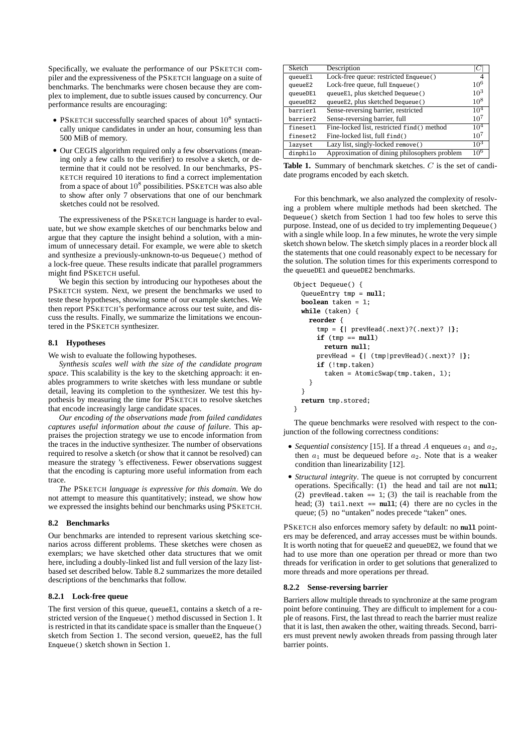Specifically, we evaluate the performance of our PSKETCH compiler and the expressiveness of the PSKETCH language on a suite of benchmarks. The benchmarks were chosen because they are complex to implement, due to subtle issues caused by concurrency. Our performance results are encouraging:

- PSKETCH successfully searched spaces of about $10^8$ syntactically unique candidates in under an hour, consuming less than 500 MiB of memory.
- Our CEGIS algorithm required only a few observations (meaning only a few calls to the verifier) to resolve a sketch, or determine that it could not be resolved. In our benchmarks, PSKETCH required 10 iterations to find a correct implementation from a space of about $10^8$ possibilities. PSKETCH was also able to show after only 7 observations that one of our benchmark sketches could not be resolved.

The expressiveness of the PSKETCH language is harder to evaluate, but we show example sketches of our benchmarks below and argue that they capture the insight behind a solution, with a minimum of unnecessary detail. For example, we were able to sketch and synthesize a previously-unknown-to-us `Dequeue()` method of a lock-free queue. These results indicate that parallel programmers might find PSKETCH useful.

We begin this section by introducing our hypotheses about the PSKETCH system. Next, we present the benchmarks we used to teste these hypotheses, showing some of our example sketches. We then report PSKETCH's performance across our test suite, and discuss the results. Finally, we summarize the limitations we encountered in the PSKETCH synthesizer.

### 8.1 Hypotheses

We wish to evaluate the following hypotheses.

*Synthesis scales well with the size of the candidate program space*. This scalability is the key to the sketching approach: it enables programmers to write sketches with less mundane or subtle detail, leaving its completion to the synthesizer. We test this hypothesis by measuring the time for PSKETCH to resolve sketches that encode increasingly large candidate spaces.

*Our encoding of the observations made from failed candidates captures useful information about the cause of failure*. This appraises the projection strategy we use to encode information from the traces in the inductive synthesizer. The number of observations required to resolve a sketch (or show that it cannot be resolved) can measure the strategy 's effectiveness. Fewer observations suggest that the encoding is capturing more useful information from each trace.

*The* PSKETCH *language is expressive for this domain*. We do not attempt to measure this quantitatively; instead, we show how we expressed the insights behind our benchmarks using PSKETCH.

### 8.2 Benchmarks

Our benchmarks are intended to represent various sketching scenarios across different problems. These sketches were chosen as exemplars; we have sketched other data structures that we omit here, including a doubly-linked list and full version of the lazy list-based set described below. Table 8.2 summarizes the more detailed descriptions of the benchmarks that follow.

#### 8.2.1 Lock-free queue

The first version of this queue, `queueE1`, contains a sketch of a restricted version of the `Enqueue()` method discussed in Section 1. It is restricted in that its candidate space is smaller than the `Enqueue()` sketch from Section 1. The second version, `queueE2`, has the full `Enqueue()` sketch shown in Section 1.

| Sketch | Description | $\lvert C\rvert$ |
|---|---|---|
| queueE1 | Lock-free queue: restricted `Enqueue()` | 4 |
| queueE2 | Lock-free queue, full `Enqueue()` | $10^6$ |
| queueDE1 | queueE1, plus sketched `Dequeue()` | $10^3$ |
| queueDE2 | queueE2, plus sketched `Dequeue()` | $10^8$ |
| barrier1 | Sense-reversing barrier, restricted | $10^4$ |
| barrier2 | Sense-reversing barrier, full | $10^7$ |
| fineset1 | Fine-locked list, restricted `find()` method | $10^4$ |
| fineset2 | Fine-locked list, full `find()` | $10^7$ |
| lazyset | Lazy list, singly-locked `remove()` | $10^3$ |
| dinphilo | Approximation of dining philosophers problem | $10^6$ |

**Table 1.** Summary of benchmark sketches. $C$ is the set of candidate programs encoded by each sketch.

For this benchmark, we also analyzed the complexity of resolving a problem where multiple methods had been sketched. The `Dequeue()` sketch from Section 1 had too few holes to serve this purpose. Instead, one of us decided to try implementing `Dequeue()` with a single while loop. In a few minutes, he wrote the very simple sketch shown below. The sketch simply places in a reorder block all the statements that one could reasonably expect to be necessary for the solution. The solution times for this experiments correspond to the `queueDE1` and `queueDE2` benchmarks.

```
Object Dequeue() {
  QueueEntry tmp = null;
  boolean taken = 1;
  while (taken) {
    reorder {
      tmp = {| prevHead(.next)?(.next)? |};
      if (tmp == null)
        return null;
      prevHead = {| (tmp|prevHead)(.next)? |};
      if (!tmp.taken)
        taken = AtomicSwap(tmp.taken, 1);
    }
  }
  return tmp.stored;
}
```

The queue benchmarks were resolved with respect to the conjunction of the following correctness conditions:

- *Sequential consistency* [15]. If a thread $A$ enqueues $a_1$ and $a_2$, then $a_1$ must be dequeued before $a_2$. Note that is a weaker condition than linearizability [12].
- *Structural integrity*. The queue is not corrupted by concurrent operations. Specifically: (1) the head and tail are not **null**; (2) `prevHead.taken == 1`; (3) the tail is reachable from the head; (3) `tail.next == null`; (4) there are no cycles in the queue; (5) no "untaken" nodes precede "taken" ones.

PSKETCH also enforces memory safety by default: no **null** pointers may be deferenced, and array accesses must be within bounds. It is worth noting that for `queueE2` and `queueDE2`, we found that we had to use more than one operation per thread or more than two threads for verification in order to get solutions that generalized to more threads and more operations per thread.

#### 8.2.2 Sense-reversing barrier

Barriers allow multiple threads to synchronize at the same program point before continuing. They are difficult to implement for a couple of reasons. First, the last thread to reach the barrier must realize that it is last, then awaken the other, waiting threads. Second, barriers must prevent newly awoken threads from passing through later barrier points.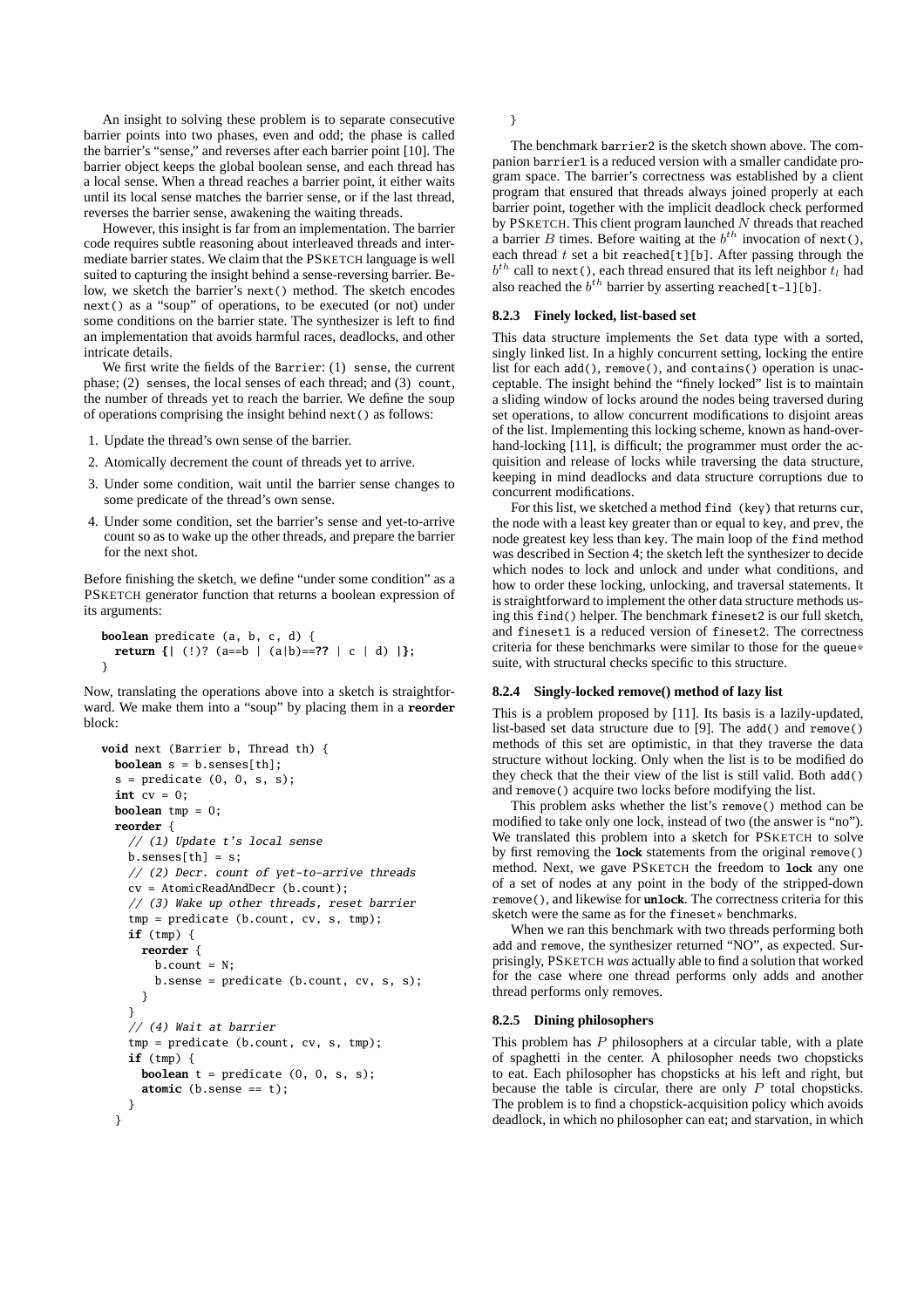An insight to solving these problem is to separate consecutive barrier points into two phases, even and odd; the phase is called the barrier's "sense," and reverses after each barrier point [10]. The barrier object keeps the global boolean sense, and each thread has a local sense. When a thread reaches a barrier point, it either waits until its local sense matches the barrier sense, or if the last thread, reverses the barrier sense, awakening the waiting threads.

However, this insight is far from an implementation. The barrier code requires subtle reasoning about interleaved threads and intermediate barrier states. We claim that the PSKETCH language is well suited to capturing the insight behind a sense-reversing barrier. Below, we sketch the barrier's `next()` method. The sketch encodes `next()` as a "soup" of operations, to be executed (or not) under some conditions on the barrier state. The synthesizer is left to find an implementation that avoids harmful races, deadlocks, and other intricate details.

We first write the fields of the `Barrier`: (1) `sense`, the current phase; (2) `senses`, the local senses of each thread; and (3) `count`, the number of threads yet to reach the barrier. We define the soup of operations comprising the insight behind `next()` as follows:

1. Update the thread's own sense of the barrier.
2. Atomically decrement the count of threads yet to arrive.
3. Under some condition, wait until the barrier sense changes to some predicate of the thread's own sense.
4. Under some condition, set the barrier's sense and yet-to-arrive count so as to wake up the other threads, and prepare the barrier for the next shot.

Before finishing the sketch, we define "under some condition" as a PSKETCH generator function that returns a boolean expression of its arguments:

```
boolean predicate (a, b, c, d) {
  return {| (!)? (a==b | (a|b)==?? | c | d) |};
}
```

Now, translating the operations above into a sketch is straightforward. We make them into a "soup" by placing them in a **reorder** block:

```
void next (Barrier b, Thread th) {
  boolean s = b.senses[th];
  s = predicate (0, 0, s, s);
  int cv = 0;
  boolean tmp = 0;
  reorder {
    // (1) Update t's local sense
    b.senses[th] = s;
    // (2) Decr. count of yet-to-arrive threads
    cv = AtomicReadAndDecr (b.count);
    // (3) Wake up other threads, reset barrier
    tmp = predicate (b.count, cv, s, tmp);
    if (tmp) {
      reorder {
        b.count = N;
        b.sense = predicate (b.count, cv, s, s);
      }
    }
    // (4) Wait at barrier
    tmp = predicate (b.count, cv, s, tmp);
    if (tmp) {
      boolean t = predicate (0, 0, s, s);
      atomic (b.sense == t);
    }
  }
}
```

The benchmark `barrier2` is the sketch shown above. The companion `barrier1` is a reduced version with a smaller candidate program space. The barrier's correctness was established by a client program that ensured that threads always joined properly at each barrier point, together with the implicit deadlock check performed by PSKETCH. This client program launched $N$ threads that reached a barrier $B$ times. Before waiting at the $b^{th}$ invocation of `next()`, each thread $t$ set a bit `reached[t][b]`. After passing through the $b^{th}$ call to `next()`, each thread ensured that its left neighbor $t_l$ had also reached the $b^{th}$ barrier by asserting `reached[t-l][b]`.

#### 8.2.3 Finely locked, list-based set

This data structure implements the `Set` data type with a sorted, singly linked list. In a highly concurrent setting, locking the entire list for each `add()`, `remove()`, and `contains()` operation is unacceptable. The insight behind the "finely locked" list is to maintain a sliding window of locks around the nodes being traversed during set operations, to allow concurrent modifications to disjoint areas of the list. Implementing this locking scheme, known as hand-over-hand-locking [11], is difficult; the programmer must order the acquisition and release of locks while traversing the data structure, keeping in mind deadlocks and data structure corruptions due to concurrent modifications.

For this list, we sketched a method `find (key)` that returns `cur`, the node with a least key greater than or equal to `key`, and `prev`, the node greatest key less than `key`. The main loop of the `find` method was described in Section 4; the sketch left the synthesizer to decide which nodes to lock and unlock and under what conditions, and how to order these locking, unlocking, and traversal statements. It is straightforward to implement the other data structure methods using this `find()` helper. The benchmark `fineset2` is our full sketch, and `fineset1` is a reduced version of `fineset2`. The correctness criteria for these benchmarks were similar to those for the `queue*` suite, with structural checks specific to this structure.

#### 8.2.4 Singly-locked remove() method of lazy list

This is a problem proposed by [11]. Its basis is a lazily-updated, list-based set data structure due to [9]. The `add()` and `remove()` methods of this set are optimistic, in that they traverse the data structure without locking. Only when the list is to be modified do they check that the their view of the list is still valid. Both `add()` and `remove()` acquire two locks before modifying the list.

This problem asks whether the list's `remove()` method can be modified to take only one lock, instead of two (the answer is "no"). We translated this problem into a sketch for PSKETCH to solve by first removing the **lock** statements from the original `remove()` method. Next, we gave PSKETCH the freedom to **lock** any one of a set of nodes at any point in the body of the stripped-down `remove()`, and likewise for **unlock**. The correctness criteria for this sketch were the same as for the `fineset*` benchmarks.

When we ran this benchmark with two threads performing both `add` and `remove`, the synthesizer returned "NO", as expected. Surprisingly, PSKETCH *was* actually able to find a solution that worked for the case where one thread performs only adds and another thread performs only removes.

#### 8.2.5 Dining philosophers

This problem has $P$ philosophers at a circular table, with a plate of spaghetti in the center. A philosopher needs two chopsticks to eat. Each philosopher has chopsticks at his left and right, but because the table is circular, there are only $P$ total chopsticks. The problem is to find a chopstick-acquisition policy which avoids deadlock, in which no philosopher can eat; and starvation, in which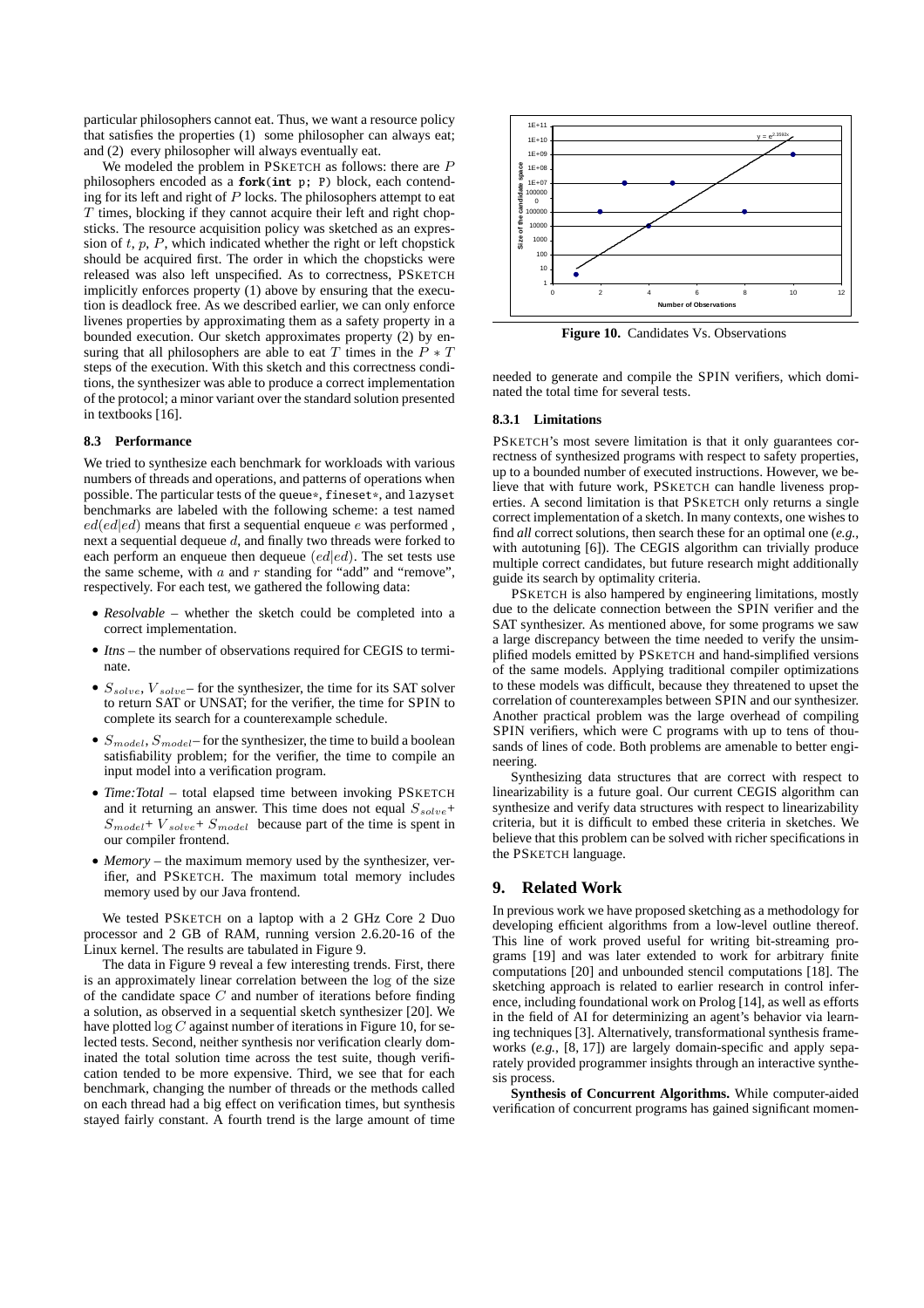particular philosophers cannot eat. Thus, we want a resource policy that satisfies the properties (1) some philosopher can always eat; and (2) every philosopher will always eventually eat.

We modeled the problem in PSKETCH as follows: there are $P$ philosophers encoded as a **fork**(**int** p; P) block, each contending for its left and right of $P$ locks. The philosophers attempt to eat $T$ times, blocking if they cannot acquire their left and right chopsticks. The resource acquisition policy was sketched as an expression of $t$, $p$, $P$, which indicated whether the right or left chopstick should be acquired first. The order in which the chopsticks were released was also left unspecified. As to correctness, PSKETCH implicitly enforces property (1) above by ensuring that the execution is deadlock free. As we described earlier, we can only enforce livenes properties by approximating them as a safety property in a bounded execution. Our sketch approximates property (2) by ensuring that all philosophers are able to eat $T$ times in the $P * T$ steps of the execution. With this sketch and this correctness conditions, the synthesizer was able to produce a correct implementation of the protocol; a minor variant over the standard solution presented in textbooks [16].

### 8.3 Performance

We tried to synthesize each benchmark for workloads with various numbers of threads and operations, and patterns of operations when possible. The particular tests of the queue*, fineset*, and lazyset benchmarks are labeled with the following scheme: a test named $ed(ed|ed)$ means that first a sequential enqueue $e$ was performed , next a sequential dequeue $d$, and finally two threads were forked to each perform an enqueue then dequeue $(ed|ed)$. The set tests use the same scheme, with $a$ and $r$ standing for "add" and "remove", respectively. For each test, we gathered the following data:

- *Resolvable* – whether the sketch could be completed into a correct implementation.
- *Itns* – the number of observations required for CEGIS to terminate.
- $S_{solve}$, $V_{solve}$– for the synthesizer, the time for its SAT solver to return SAT or UNSAT; for the verifier, the time for SPIN to complete its search for a counterexample schedule.
- $S_{model}$, $S_{model}$– for the synthesizer, the time to build a boolean satisfiability problem; for the verifier, the time to compile an input model into a verification program.
- *Time:Total* – total elapsed time between invoking PSKETCH and it returning an answer. This time does not equal $S_{solve}$+ $S_{model}$+ $V_{solve}$+ $S_{model}$ because part of the time is spent in our compiler frontend.
- *Memory* – the maximum memory used by the synthesizer, verifier, and PSKETCH. The maximum total memory includes memory used by our Java frontend.

We tested PSKETCH on a laptop with a 2 GHz Core 2 Duo processor and 2 GB of RAM, running version 2.6.20-16 of the Linux kernel. The results are tabulated in Figure 9.

The data in Figure 9 reveal a few interesting trends. First, there is an approximately linear correlation between the log of the size of the candidate space $C$ and number of iterations before finding a solution, as observed in a sequential sketch synthesizer [20]. We have plotted $\log C$ against number of iterations in Figure 10, for selected tests. Second, neither synthesis nor verification clearly dominated the total solution time across the test suite, though verification tended to be more expensive. Third, we see that for each benchmark, changing the number of threads or the methods called on each thread had a big effect on verification times, but synthesis stayed fairly constant. A fourth trend is the large amount of time needed to generate and compile the SPIN verifiers, which dominated the total time for several tests.

Figure 10. Candidates Vs. Observations

#### 8.3.1 Limitations

PSKETCH's most severe limitation is that it only guarantees correctness of synthesized programs with respect to safety properties, up to a bounded number of executed instructions. However, we believe that with future work, PSKETCH can handle liveness properties. A second limitation is that PSKETCH only returns a single correct implementation of a sketch. In many contexts, one wishes to find *all* correct solutions, then search these for an optimal one (*e.g.*, with autotuning [6]). The CEGIS algorithm can trivially produce multiple correct candidates, but future research might additionally guide its search by optimality criteria.

PSKETCH is also hampered by engineering limitations, mostly due to the delicate connection between the SPIN verifier and the SAT synthesizer. As mentioned above, for some programs we saw a large discrepancy between the time needed to verify the unsimplified models emitted by PSKETCH and hand-simplified versions of the same models. Applying traditional compiler optimizations to these models was difficult, because they threatened to upset the correlation of counterexamples between SPIN and our synthesizer. Another practical problem was the large overhead of compiling SPIN verifiers, which were C programs with up to tens of thousands of lines of code. Both problems are amenable to better engineering.

Synthesizing data structures that are correct with respect to linearizability is a future goal. Our current CEGIS algorithm can synthesize and verify data structures with respect to linearizability criteria, but it is difficult to embed these criteria in sketches. We believe that this problem can be solved with richer specifications in the PSKETCH language.

## 9. Related Work

In previous work we have proposed sketching as a methodology for developing efficient algorithms from a low-level outline thereof. This line of work proved useful for writing bit-streaming programs [19] and was later extended to work for arbitrary finite computations [20] and unbounded stencil computations [18]. The sketching approach is related to earlier research in control inference, including foundational work on Prolog [14], as well as efforts in the field of AI for determinizing an agent's behavior via learning techniques [3]. Alternatively, transformational synthesis frameworks (*e.g.*, [8, 17]) are largely domain-specific and apply separately provided programmer insights through an interactive synthesis process.

**Synthesis of Concurrent Algorithms.** While computer-aided verification of concurrent programs has gained significant momen-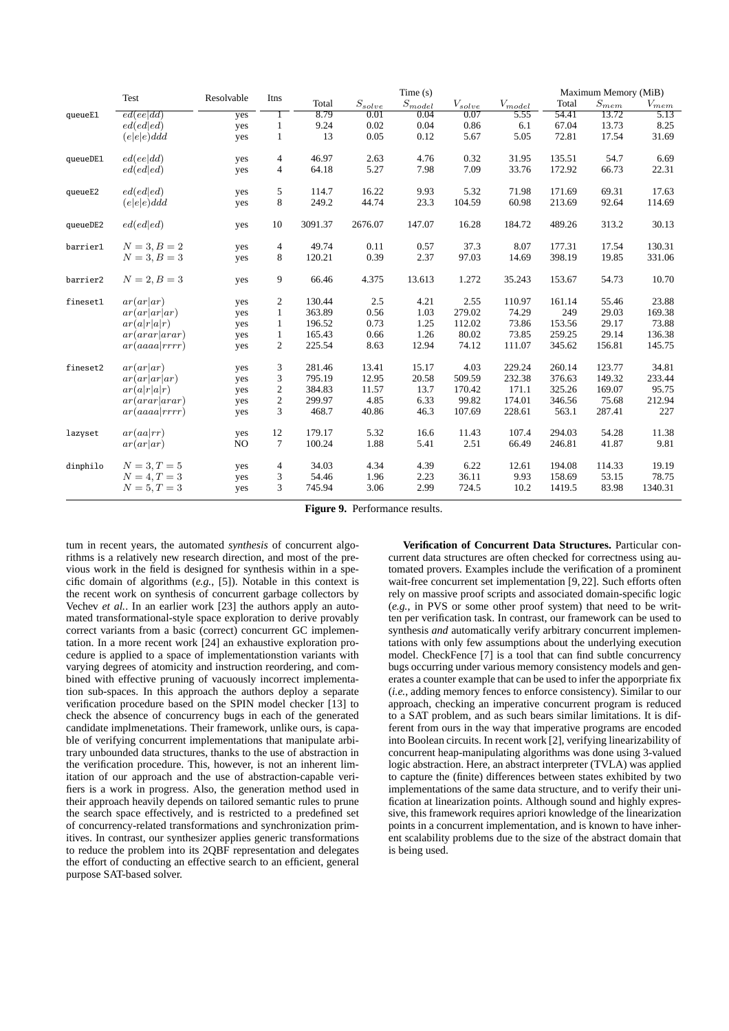| | Test | Resolvable | Itns | Time (s) | | | | | Maximum Memory (MiB) | | |
|---|---|---|---|---|---|---|---|---|---|---|---|
| | | | | Total | $S_{solve}$ | $S_{model}$ | $V_{solve}$ | $V_{model}$ | Total | $S_{mem}$ | $V_{mem}$ |
| queueE1 | $ed(ee\|dd)$ | yes | 1 | 8.79 | 0.01 | 0.04 | 0.07 | 5.55 | 54.41 | 13.72 | 5.13 |
| | $ed(ed\|ed)$ | yes | 1 | 9.24 | 0.02 | 0.04 | 0.86 | 6.1 | 67.04 | 13.73 | 8.25 |
| | $(e\|e\|e)ddd$ | yes | 1 | 13 | 0.05 | 0.12 | 5.67 | 5.05 | 72.81 | 17.54 | 31.69 |
| queueDE1 | $ed(ee\|dd)$ | yes | 4 | 46.97 | 2.63 | 4.76 | 0.32 | 31.95 | 135.51 | 54.7 | 6.69 |
| | $ed(ed\|ed)$ | yes | 4 | 64.18 | 5.27 | 7.98 | 7.09 | 33.76 | 172.92 | 66.73 | 22.31 |
| queueE2 | $ed(ed\|ed)$ | yes | 5 | 114.7 | 16.22 | 9.93 | 5.32 | 71.98 | 171.69 | 69.31 | 17.63 |
| | $(e\|e\|e)ddd$ | yes | 8 | 249.2 | 44.74 | 23.3 | 104.59 | 60.98 | 213.69 | 92.64 | 114.69 |
| queueDE2 | $ed(ed\|ed)$ | yes | 10 | 3091.37 | 2676.07 | 147.07 | 16.28 | 184.72 | 489.26 | 313.2 | 30.13 |
| barrier1 | $N = 3, B = 2$ | yes | 4 | 49.74 | 0.11 | 0.57 | 37.3 | 8.07 | 177.31 | 17.54 | 130.31 |
| | $N = 3, B = 3$ | yes | 8 | 120.21 | 0.39 | 2.37 | 97.03 | 14.69 | 398.19 | 19.85 | 331.06 |
| barrier2 | $N = 2, B = 3$ | yes | 9 | 66.46 | 4.375 | 13.613 | 1.272 | 35.243 | 153.67 | 54.73 | 10.70 |
| fineset1 | $ar(ar\|ar)$ | yes | 2 | 130.44 | 2.5 | 4.21 | 2.55 | 110.97 | 161.14 | 55.46 | 23.88 |
| | $ar(ar\|ar\|ar)$ | yes | 1 | 363.89 | 0.56 | 1.03 | 279.02 | 74.29 | 249 | 29.03 | 169.38 |
| | $ar(a\|r\|a\|r)$ | yes | 1 | 196.52 | 0.73 | 1.25 | 112.02 | 73.86 | 153.56 | 29.17 | 73.88 |
| | $ar(arar\|arar)$ | yes | 1 | 165.43 | 0.66 | 1.26 | 80.02 | 73.85 | 259.25 | 29.14 | 136.38 |
| | $ar(aaaa\|rrrr)$ | yes | 2 | 225.54 | 8.63 | 12.94 | 74.12 | 111.07 | 345.62 | 156.81 | 145.75 |
| fineset2 | $ar(ar\|ar)$ | yes | 3 | 281.46 | 13.41 | 15.17 | 4.03 | 229.24 | 260.14 | 123.77 | 34.81 |
| | $ar(ar\|ar\|ar)$ | yes | 3 | 795.19 | 12.95 | 20.58 | 509.59 | 232.38 | 376.63 | 149.32 | 233.44 |
| | $ar(a\|r\|a\|r)$ | yes | 2 | 384.83 | 11.57 | 13.7 | 170.42 | 171.1 | 325.26 | 169.07 | 95.75 |
| | $ar(arar\|arar)$ | yes | 2 | 299.97 | 4.85 | 6.33 | 99.82 | 174.01 | 346.56 | 75.68 | 212.94 |
| | $ar(aaaa\|rrrr)$ | yes | 3 | 468.7 | 40.86 | 46.3 | 107.69 | 228.61 | 563.1 | 287.41 | 227 |
| lazyset | $ar(aa\|rr)$ | yes | 12 | 179.17 | 5.32 | 16.6 | 11.43 | 107.4 | 294.03 | 54.28 | 11.38 |
| | $ar(ar\|ar)$ | NO | 7 | 100.24 | 1.88 | 5.41 | 2.51 | 66.49 | 246.81 | 41.87 | 9.81 |
| dinphilo | $N = 3, T = 5$ | yes | 4 | 34.03 | 4.34 | 4.39 | 6.22 | 12.61 | 194.08 | 114.33 | 19.19 |
| | $N = 4, T = 3$ | yes | 3 | 54.46 | 1.96 | 2.23 | 36.11 | 9.93 | 158.69 | 53.15 | 78.75 |
| | $N = 5, T = 3$ | yes | 3 | 745.94 | 3.06 | 2.99 | 724.5 | 10.2 | 1419.5 | 83.98 | 1340.31 |

**Figure 9.** Performance results.

tum in recent years, the automated *synthesis* of concurrent algorithms is a relatively new research direction, and most of the previous work in the field is designed for synthesis within in a specific domain of algorithms (*e.g.,* [5]). Notable in this context is the recent work on synthesis of concurrent garbage collectors by Vechev *et al.*. In an earlier work [23] the authors apply an automated transformational-style space exploration to derive provably correct variants from a basic (correct) concurrent GC implementation. In a more recent work [24] an exhaustive exploration procedure is applied to a space of implementationstion variants with varying degrees of atomicity and instruction reordering, and combined with effective pruning of vacuously incorrect implementation sub-spaces. In this approach the authors deploy a separate verification procedure based on the SPIN model checker [13] to check the absence of concurrency bugs in each of the generated candidate implmenetations. Their framework, unlike ours, is capable of verifying concurrent implementations that manipulate arbitrary unbounded data structures, thanks to the use of abstraction in the verification procedure. This, however, is not an inherent limitation of our approach and the use of abstraction-capable verifiers is a work in progress. Also, the generation method used in their approach heavily depends on tailored semantic rules to prune the search space effectively, and is restricted to a predefined set of concurrency-related transformations and synchronization primitives. In contrast, our synthesizer applies generic transformations to reduce the problem into its 2QBF representation and delegates the effort of conducting an effective search to an efficient, general purpose SAT-based solver.

**Verification of Concurrent Data Structures.** Particular concurrent data structures are often checked for correctness using automated provers. Examples include the verification of a prominent wait-free concurrent set implementation [9, 22]. Such efforts often rely on massive proof scripts and associated domain-specific logic (*e.g.,* in PVS or some other proof system) that need to be written per verification task. In contrast, our framework can be used to synthesis *and* automatically verify arbitrary concurrent implementations with only few assumptions about the underlying execution model. CheckFence [7] is a tool that can find subtle concurrency bugs occurring under various memory consistency models and generates a counter example that can be used to infer the apporpriate fix (*i.e.*, adding memory fences to enforce consistency). Similar to our approach, checking an imperative concurrent program is reduced to a SAT problem, and as such bears similar limitations. It is different from ours in the way that imperative programs are encoded into Boolean circuits. In recent work [2], verifying linearizability of concurrent heap-manipulating algorithms was done using 3-valued logic abstraction. Here, an abstract interpreter (TVLA) was applied to capture the (finite) differences between states exhibited by two implementations of the same data structure, and to verify their unification at linearization points. Although sound and highly expressive, this framework requires apriori knowledge of the linearization points in a concurrent implementation, and is known to have inherent scalability problems due to the size of the abstract domain that is being used.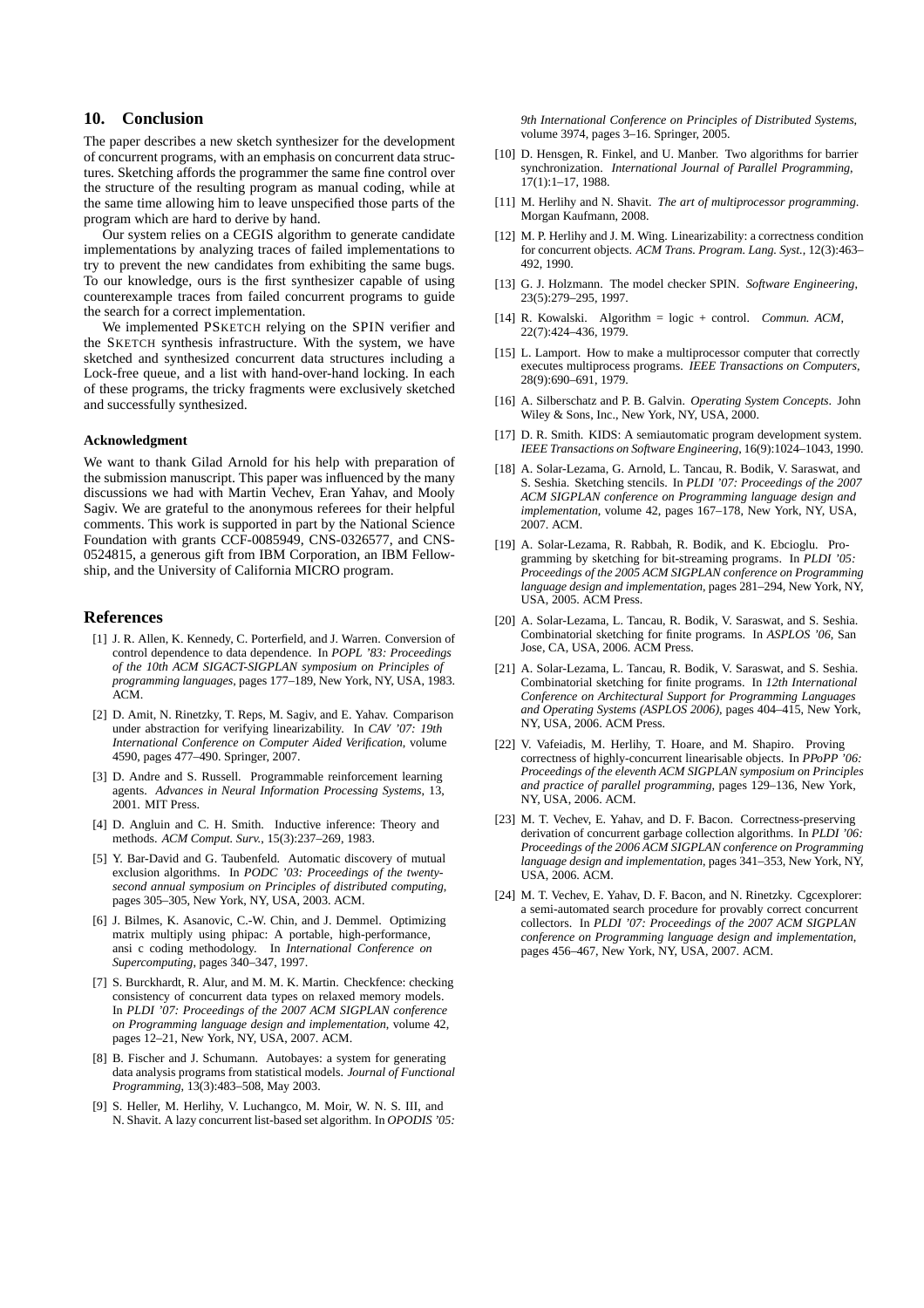## 10. Conclusion

The paper describes a new sketch synthesizer for the development of concurrent programs, with an emphasis on concurrent data structures. Sketching affords the programmer the same fine control over the structure of the resulting program as manual coding, while at the same time allowing him to leave unspecified those parts of the program which are hard to derive by hand.

Our system relies on a CEGIS algorithm to generate candidate implementations by analyzing traces of failed implementations to try to prevent the new candidates from exhibiting the same bugs. To our knowledge, ours is the first synthesizer capable of using counterexample traces from failed concurrent programs to guide the search for a correct implementation.

We implemented PSKETCH relying on the SPIN verifier and the SKETCH synthesis infrastructure. With the system, we have sketched and synthesized concurrent data structures including a Lock-free queue, and a list with hand-over-hand locking. In each of these programs, the tricky fragments were exclusively sketched and successfully synthesized.

#### Acknowledgment

We want to thank Gilad Arnold for his help with preparation of the submission manuscript. This paper was influenced by the many discussions we had with Martin Vechev, Eran Yahav, and Mooly Sagiv. We are grateful to the anonymous referees for their helpful comments. This work is supported in part by the National Science Foundation with grants CCF-0085949, CNS-0326577, and CNS-0524815, a generous gift from IBM Corporation, an IBM Fellowship, and the University of California MICRO program.

## References

[1] J. R. Allen, K. Kennedy, C. Porterfield, and J. Warren. Conversion of control dependence to data dependence. In *POPL '83: Proceedings of the 10th ACM SIGACT-SIGPLAN symposium on Principles of programming languages*, pages 177–189, New York, NY, USA, 1983. ACM.

[2] D. Amit, N. Rinetzky, T. Reps, M. Sagiv, and E. Yahav. Comparison under abstraction for verifying linearizability. In *CAV '07: 19th International Conference on Computer Aided Verification*, volume 4590, pages 477–490. Springer, 2007.

[3] D. Andre and S. Russell. Programmable reinforcement learning agents. *Advances in Neural Information Processing Systems*, 13, 2001. MIT Press.

[4] D. Angluin and C. H. Smith. Inductive inference: Theory and methods. *ACM Comput. Surv.*, 15(3):237–269, 1983.

[5] Y. Bar-David and G. Taubenfeld. Automatic discovery of mutual exclusion algorithms. In *PODC '03: Proceedings of the twenty-second annual symposium on Principles of distributed computing*, pages 305–305, New York, NY, USA, 2003. ACM.

[6] J. Bilmes, K. Asanovic, C.-W. Chin, and J. Demmel. Optimizing matrix multiply using phipac: A portable, high-performance, ansi c coding methodology. In *International Conference on Supercomputing*, pages 340–347, 1997.

[7] S. Burckhardt, R. Alur, and M. M. K. Martin. Checkfence: checking consistency of concurrent data types on relaxed memory models. In *PLDI '07: Proceedings of the 2007 ACM SIGPLAN conference on Programming language design and implementation*, volume 42, pages 12–21, New York, NY, USA, 2007. ACM.

[8] B. Fischer and J. Schumann. Autobayes: a system for generating data analysis programs from statistical models. *Journal of Functional Programming*, 13(3):483–508, May 2003.

[9] S. Heller, M. Herlihy, V. Luchangco, M. Moir, W. N. S. III, and N. Shavit. A lazy concurrent list-based set algorithm. In *OPODIS '05: 9th International Conference on Principles of Distributed Systems*, volume 3974, pages 3–16. Springer, 2005.

[10] D. Hensgen, R. Finkel, and U. Manber. Two algorithms for barrier synchronization. *International Journal of Parallel Programming*, 17(1):1–17, 1988.

[11] M. Herlihy and N. Shavit. *The art of multiprocessor programming*. Morgan Kaufmann, 2008.

[12] M. P. Herlihy and J. M. Wing. Linearizability: a correctness condition for concurrent objects. *ACM Trans. Program. Lang. Syst.*, 12(3):463–492, 1990.

[13] G. J. Holzmann. The model checker SPIN. *Software Engineering*, 23(5):279–295, 1997.

[14] R. Kowalski. Algorithm = logic + control. *Commun. ACM*, 22(7):424–436, 1979.

[15] L. Lamport. How to make a multiprocessor computer that correctly executes multiprocess programs. *IEEE Transactions on Computers*, 28(9):690–691, 1979.

[16] A. Silberschatz and P. B. Galvin. *Operating System Concepts*. John Wiley & Sons, Inc., New York, NY, USA, 2000.

[17] D. R. Smith. KIDS: A semiautomatic program development system. *IEEE Transactions on Software Engineering*, 16(9):1024–1043, 1990.

[18] A. Solar-Lezama, G. Arnold, L. Tancau, R. Bodik, V. Saraswat, and S. Seshia. Sketching stencils. In *PLDI '07: Proceedings of the 2007 ACM SIGPLAN conference on Programming language design and implementation*, volume 42, pages 167–178, New York, NY, USA, 2007. ACM.

[19] A. Solar-Lezama, R. Rabbah, R. Bodik, and K. Ebcioglu. Programming by sketching for bit-streaming programs. In *PLDI '05: Proceedings of the 2005 ACM SIGPLAN conference on Programming language design and implementation*, pages 281–294, New York, NY, USA, 2005. ACM Press.

[20] A. Solar-Lezama, L. Tancau, R. Bodik, V. Saraswat, and S. Seshia. Combinatorial sketching for finite programs. In *ASPLOS '06*, San Jose, CA, USA, 2006. ACM Press.

[21] A. Solar-Lezama, L. Tancau, R. Bodik, V. Saraswat, and S. Seshia. Combinatorial sketching for finite programs. In *12th International Conference on Architectural Support for Programming Languages and Operating Systems (ASPLOS 2006)*, pages 404–415, New York, NY, USA, 2006. ACM Press.

[22] V. Vafeiadis, M. Herlihy, T. Hoare, and M. Shapiro. Proving correctness of highly-concurrent linearisable objects. In *PPoPP '06: Proceedings of the eleventh ACM SIGPLAN symposium on Principles and practice of parallel programming*, pages 129–136, New York, NY, USA, 2006. ACM.

[23] M. T. Vechev, E. Yahav, and D. F. Bacon. Correctness-preserving derivation of concurrent garbage collection algorithms. In *PLDI '06: Proceedings of the 2006 ACM SIGPLAN conference on Programming language design and implementation*, pages 341–353, New York, NY, USA, 2006. ACM.

[24] M. T. Vechev, E. Yahav, D. F. Bacon, and N. Rinetzky. Cgcexplorer: a semi-automated search procedure for provably correct concurrent collectors. In *PLDI '07: Proceedings of the 2007 ACM SIGPLAN conference on Programming language design and implementation*, pages 456–467, New York, NY, USA, 2007. ACM.